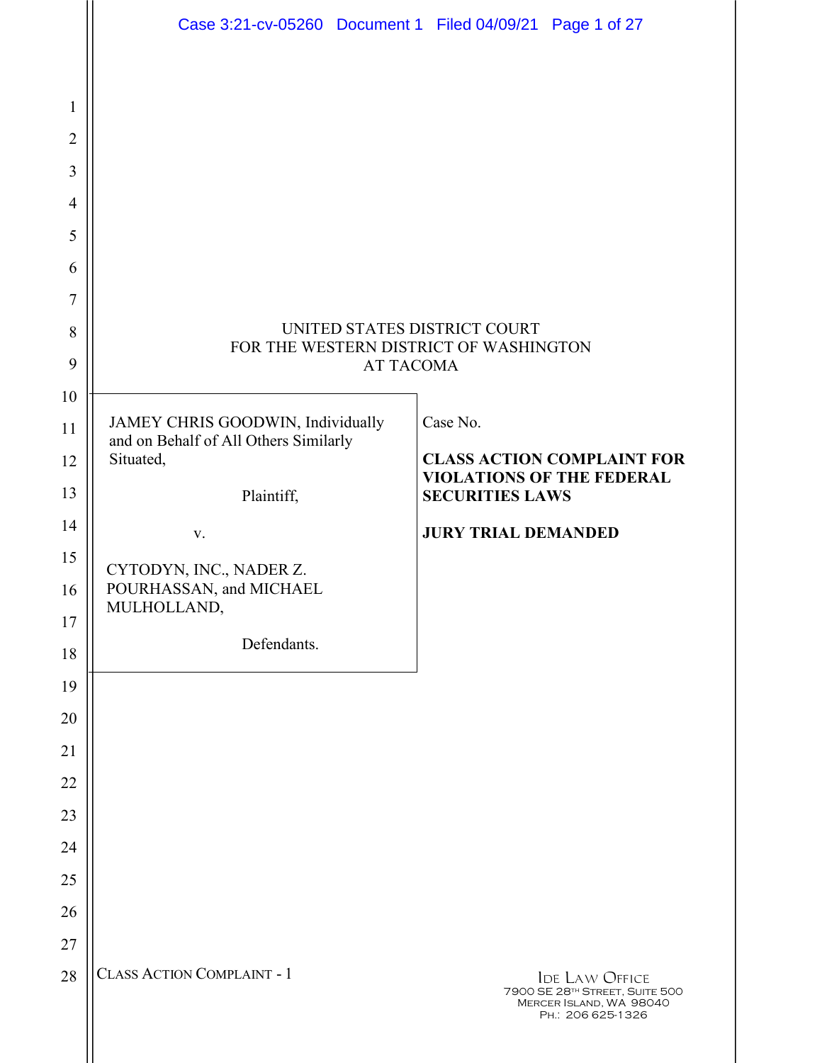UNITED STATES DISTRICT COURT
FOR THE WESTERN DISTRICT OF WASHINGTON
AT TACOMA

| | |
|---|---|
| JAMEY CHRIS GOODWIN, Individually and on Behalf of All Others Similarly Situated,<br><br>Plaintiff,<br><br>v.<br><br>CYTODYN, INC., NADER Z. POURHASSAN, and MICHAEL MULHOLLAND,<br><br>Defendants. | Case No.<br><br>**CLASS ACTION COMPLAINT FOR VIOLATIONS OF THE FEDERAL SECURITIES LAWS**<br><br>**JURY TRIAL DEMANDED** |

CLASS ACTION COMPLAINT - 1

IDE LAW OFFICE
7900 SE 28TH STREET, SUITE 500
MERCER ISLAND, WA 98040
PH.: 206 625-1326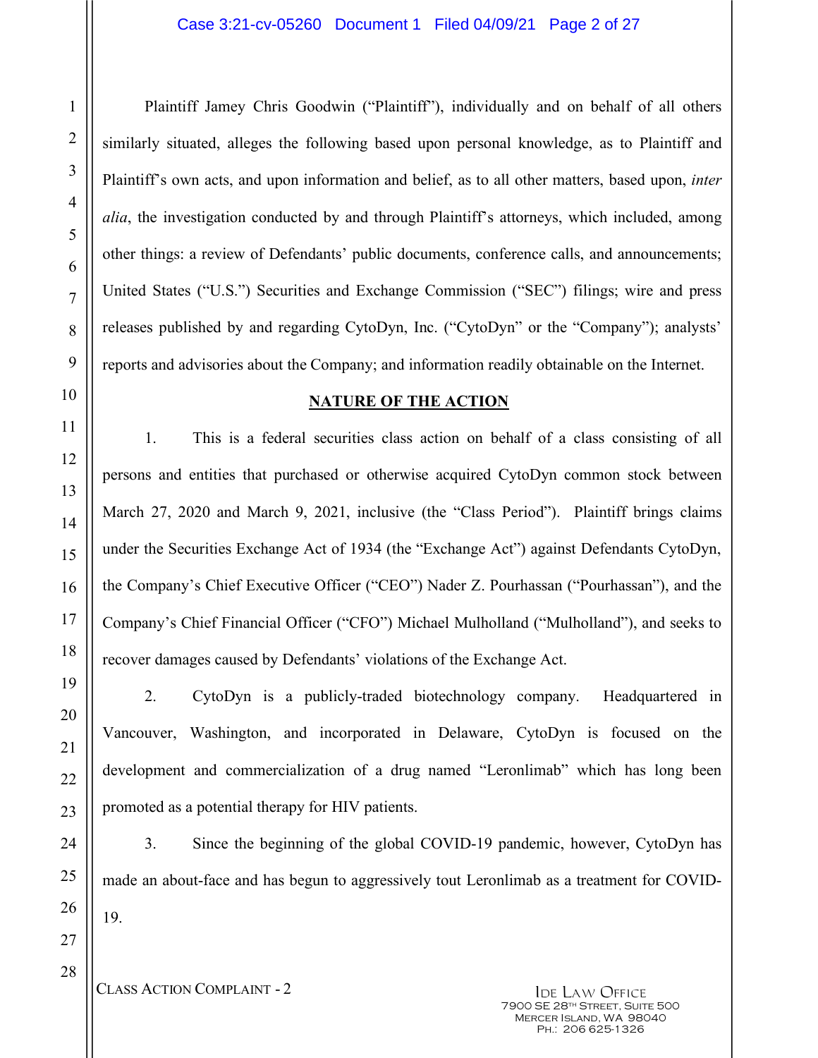Plaintiff Jamey Chris Goodwin ("Plaintiff"), individually and on behalf of all others similarly situated, alleges the following based upon personal knowledge, as to Plaintiff and Plaintiff's own acts, and upon information and belief, as to all other matters, based upon, *inter alia*, the investigation conducted by and through Plaintiff's attorneys, which included, among other things: a review of Defendants' public documents, conference calls, and announcements; United States ("U.S.") Securities and Exchange Commission ("SEC") filings; wire and press releases published by and regarding CytoDyn, Inc. ("CytoDyn" or the "Company"); analysts' reports and advisories about the Company; and information readily obtainable on the Internet.

## NATURE OF THE ACTION

1. This is a federal securities class action on behalf of a class consisting of all persons and entities that purchased or otherwise acquired CytoDyn common stock between March 27, 2020 and March 9, 2021, inclusive (the "Class Period"). Plaintiff brings claims under the Securities Exchange Act of 1934 (the "Exchange Act") against Defendants CytoDyn, the Company's Chief Executive Officer ("CEO") Nader Z. Pourhassan ("Pourhassan"), and the Company's Chief Financial Officer ("CFO") Michael Mulholland ("Mulholland"), and seeks to recover damages caused by Defendants' violations of the Exchange Act.

2. CytoDyn is a publicly-traded biotechnology company. Headquartered in Vancouver, Washington, and incorporated in Delaware, CytoDyn is focused on the development and commercialization of a drug named "Leronlimab" which has long been promoted as a potential therapy for HIV patients.

3. Since the beginning of the global COVID-19 pandemic, however, CytoDyn has made an about-face and has begun to aggressively tout Leronlimab as a treatment for COVID-19.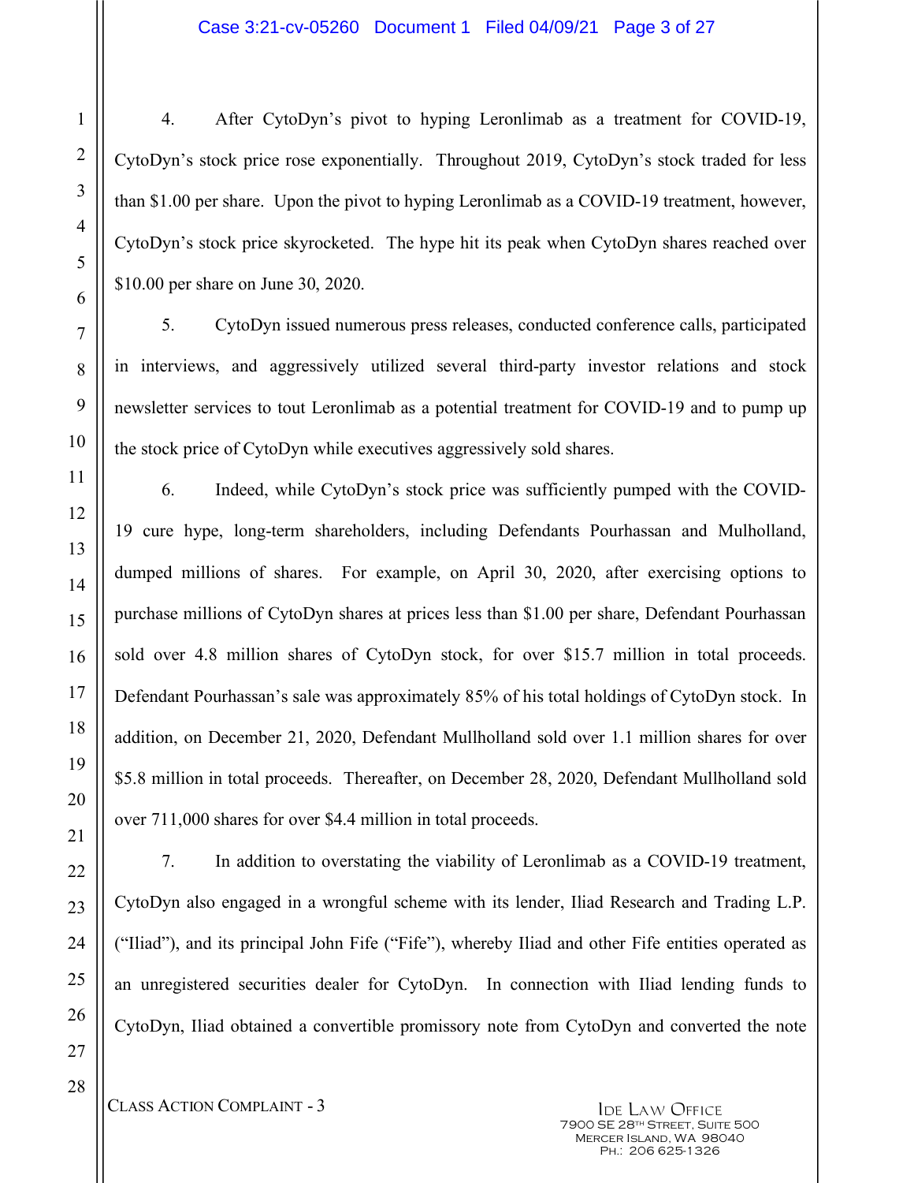4. After CytoDyn's pivot to hyping Leronlimab as a treatment for COVID-19, CytoDyn's stock price rose exponentially. Throughout 2019, CytoDyn's stock traded for less than $1.00 per share. Upon the pivot to hyping Leronlimab as a COVID-19 treatment, however, CytoDyn's stock price skyrocketed. The hype hit its peak when CytoDyn shares reached over $10.00 per share on June 30, 2020.

5. CytoDyn issued numerous press releases, conducted conference calls, participated in interviews, and aggressively utilized several third-party investor relations and stock newsletter services to tout Leronlimab as a potential treatment for COVID-19 and to pump up the stock price of CytoDyn while executives aggressively sold shares.

6. Indeed, while CytoDyn's stock price was sufficiently pumped with the COVID-19 cure hype, long-term shareholders, including Defendants Pourhassan and Mulholland, dumped millions of shares. For example, on April 30, 2020, after exercising options to purchase millions of CytoDyn shares at prices less than $1.00 per share, Defendant Pourhassan sold over 4.8 million shares of CytoDyn stock, for over $15.7 million in total proceeds. Defendant Pourhassan's sale was approximately 85% of his total holdings of CytoDyn stock. In addition, on December 21, 2020, Defendant Mullholland sold over 1.1 million shares for over $5.8 million in total proceeds. Thereafter, on December 28, 2020, Defendant Mullholland sold over 711,000 shares for over $4.4 million in total proceeds.

7. In addition to overstating the viability of Leronlimab as a COVID-19 treatment, CytoDyn also engaged in a wrongful scheme with its lender, Iliad Research and Trading L.P. ("Iliad"), and its principal John Fife ("Fife"), whereby Iliad and other Fife entities operated as an unregistered securities dealer for CytoDyn. In connection with Iliad lending funds to CytoDyn, Iliad obtained a convertible promissory note from CytoDyn and converted the note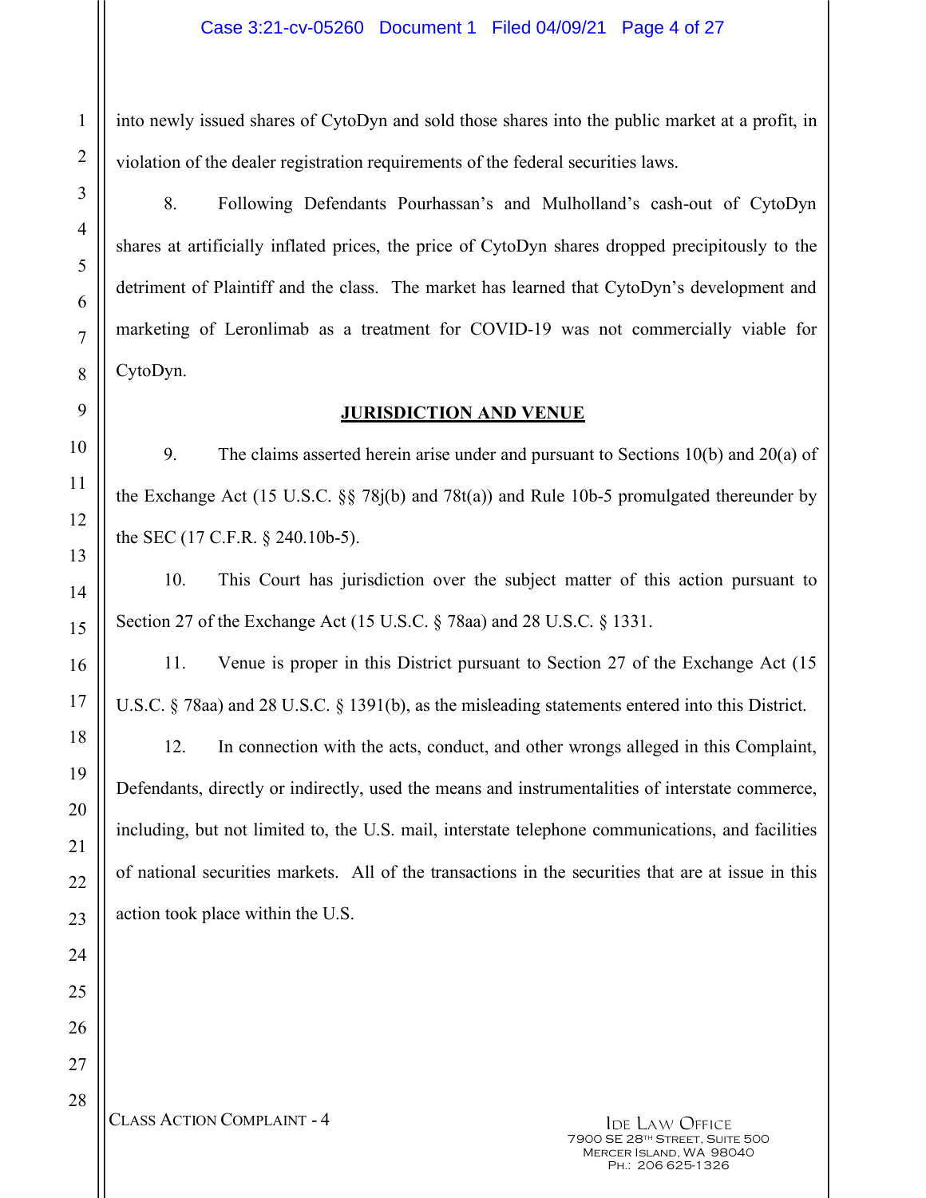into newly issued shares of CytoDyn and sold those shares into the public market at a profit, in violation of the dealer registration requirements of the federal securities laws.

8. Following Defendants Pourhassan's and Mulholland's cash-out of CytoDyn shares at artificially inflated prices, the price of CytoDyn shares dropped precipitously to the detriment of Plaintiff and the class. The market has learned that CytoDyn's development and marketing of Leronlimab as a treatment for COVID-19 was not commercially viable for CytoDyn.

## JURISDICTION AND VENUE

9. The claims asserted herein arise under and pursuant to Sections 10(b) and 20(a) of the Exchange Act (15 U.S.C. §§ 78j(b) and 78t(a)) and Rule 10b-5 promulgated thereunder by the SEC (17 C.F.R. § 240.10b-5).

10. This Court has jurisdiction over the subject matter of this action pursuant to Section 27 of the Exchange Act (15 U.S.C. § 78aa) and 28 U.S.C. § 1331.

11. Venue is proper in this District pursuant to Section 27 of the Exchange Act (15 U.S.C. § 78aa) and 28 U.S.C. § 1391(b), as the misleading statements entered into this District.

12. In connection with the acts, conduct, and other wrongs alleged in this Complaint, Defendants, directly or indirectly, used the means and instrumentalities of interstate commerce, including, but not limited to, the U.S. mail, interstate telephone communications, and facilities of national securities markets. All of the transactions in the securities that are at issue in this action took place within the U.S.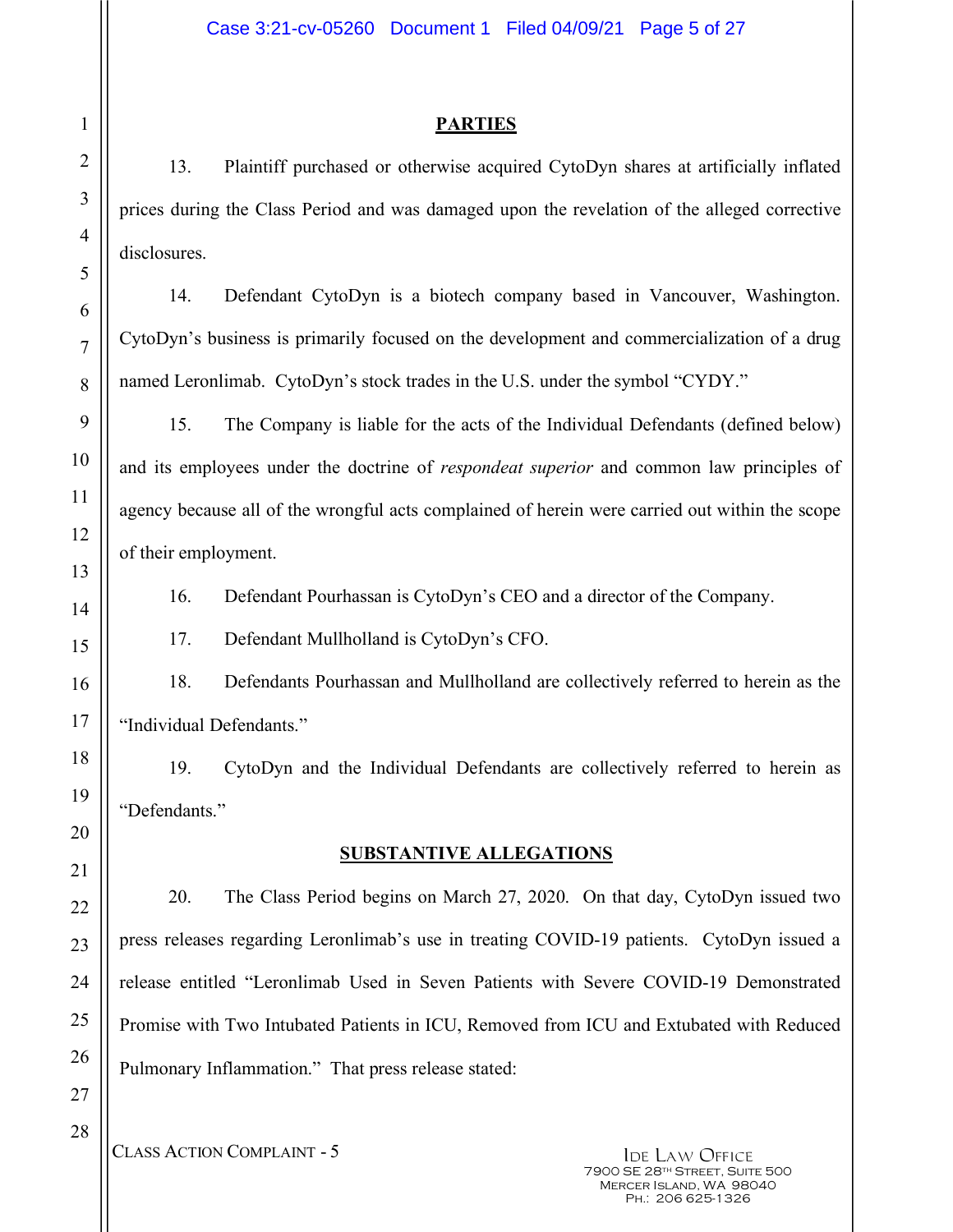## PARTIES

13. Plaintiff purchased or otherwise acquired CytoDyn shares at artificially inflated prices during the Class Period and was damaged upon the revelation of the alleged corrective disclosures.

14. Defendant CytoDyn is a biotech company based in Vancouver, Washington. CytoDyn's business is primarily focused on the development and commercialization of a drug named Leronlimab. CytoDyn's stock trades in the U.S. under the symbol "CYDY."

15. The Company is liable for the acts of the Individual Defendants (defined below) and its employees under the doctrine of *respondeat superior* and common law principles of agency because all of the wrongful acts complained of herein were carried out within the scope of their employment.

16. Defendant Pourhassan is CytoDyn's CEO and a director of the Company.

17. Defendant Mullholland is CytoDyn's CFO.

18. Defendants Pourhassan and Mullholland are collectively referred to herein as the "Individual Defendants."

19. CytoDyn and the Individual Defendants are collectively referred to herein as "Defendants."

## SUBSTANTIVE ALLEGATIONS

20. The Class Period begins on March 27, 2020. On that day, CytoDyn issued two press releases regarding Leronlimab's use in treating COVID-19 patients. CytoDyn issued a release entitled "Leronlimab Used in Seven Patients with Severe COVID-19 Demonstrated Promise with Two Intubated Patients in ICU, Removed from ICU and Extubated with Reduced Pulmonary Inflammation." That press release stated: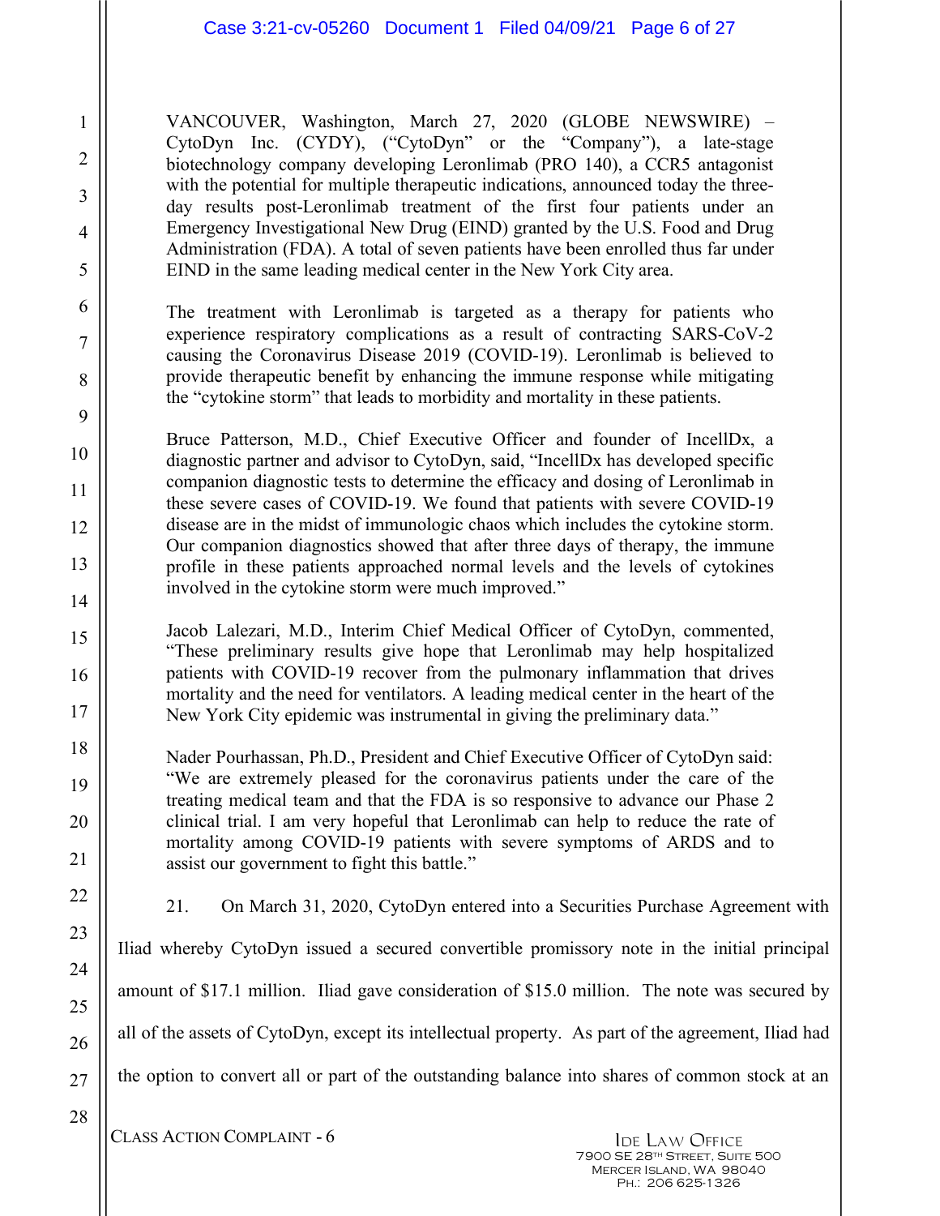VANCOUVER, Washington, March 27, 2020 (GLOBE NEWSWIRE) – CytoDyn Inc. (CYDY), ("CytoDyn" or the "Company"), a late-stage biotechnology company developing Leronlimab (PRO 140), a CCR5 antagonist with the potential for multiple therapeutic indications, announced today the three-day results post-Leronlimab treatment of the first four patients under an Emergency Investigational New Drug (EIND) granted by the U.S. Food and Drug Administration (FDA). A total of seven patients have been enrolled thus far under EIND in the same leading medical center in the New York City area.

The treatment with Leronlimab is targeted as a therapy for patients who experience respiratory complications as a result of contracting SARS-CoV-2 causing the Coronavirus Disease 2019 (COVID-19). Leronlimab is believed to provide therapeutic benefit by enhancing the immune response while mitigating the "cytokine storm" that leads to morbidity and mortality in these patients.

Bruce Patterson, M.D., Chief Executive Officer and founder of IncellDx, a diagnostic partner and advisor to CytoDyn, said, "IncellDx has developed specific companion diagnostic tests to determine the efficacy and dosing of Leronlimab in these severe cases of COVID-19. We found that patients with severe COVID-19 disease are in the midst of immunologic chaos which includes the cytokine storm. Our companion diagnostics showed that after three days of therapy, the immune profile in these patients approached normal levels and the levels of cytokines involved in the cytokine storm were much improved."

Jacob Lalezari, M.D., Interim Chief Medical Officer of CytoDyn, commented, "These preliminary results give hope that Leronlimab may help hospitalized patients with COVID-19 recover from the pulmonary inflammation that drives mortality and the need for ventilators. A leading medical center in the heart of the New York City epidemic was instrumental in giving the preliminary data."

Nader Pourhassan, Ph.D., President and Chief Executive Officer of CytoDyn said: "We are extremely pleased for the coronavirus patients under the care of the treating medical team and that the FDA is so responsive to advance our Phase 2 clinical trial. I am very hopeful that Leronlimab can help to reduce the rate of mortality among COVID-19 patients with severe symptoms of ARDS and to assist our government to fight this battle."

21. On March 31, 2020, CytoDyn entered into a Securities Purchase Agreement with Iliad whereby CytoDyn issued a secured convertible promissory note in the initial principal amount of $17.1 million. Iliad gave consideration of $15.0 million. The note was secured by all of the assets of CytoDyn, except its intellectual property. As part of the agreement, Iliad had the option to convert all or part of the outstanding balance into shares of common stock at an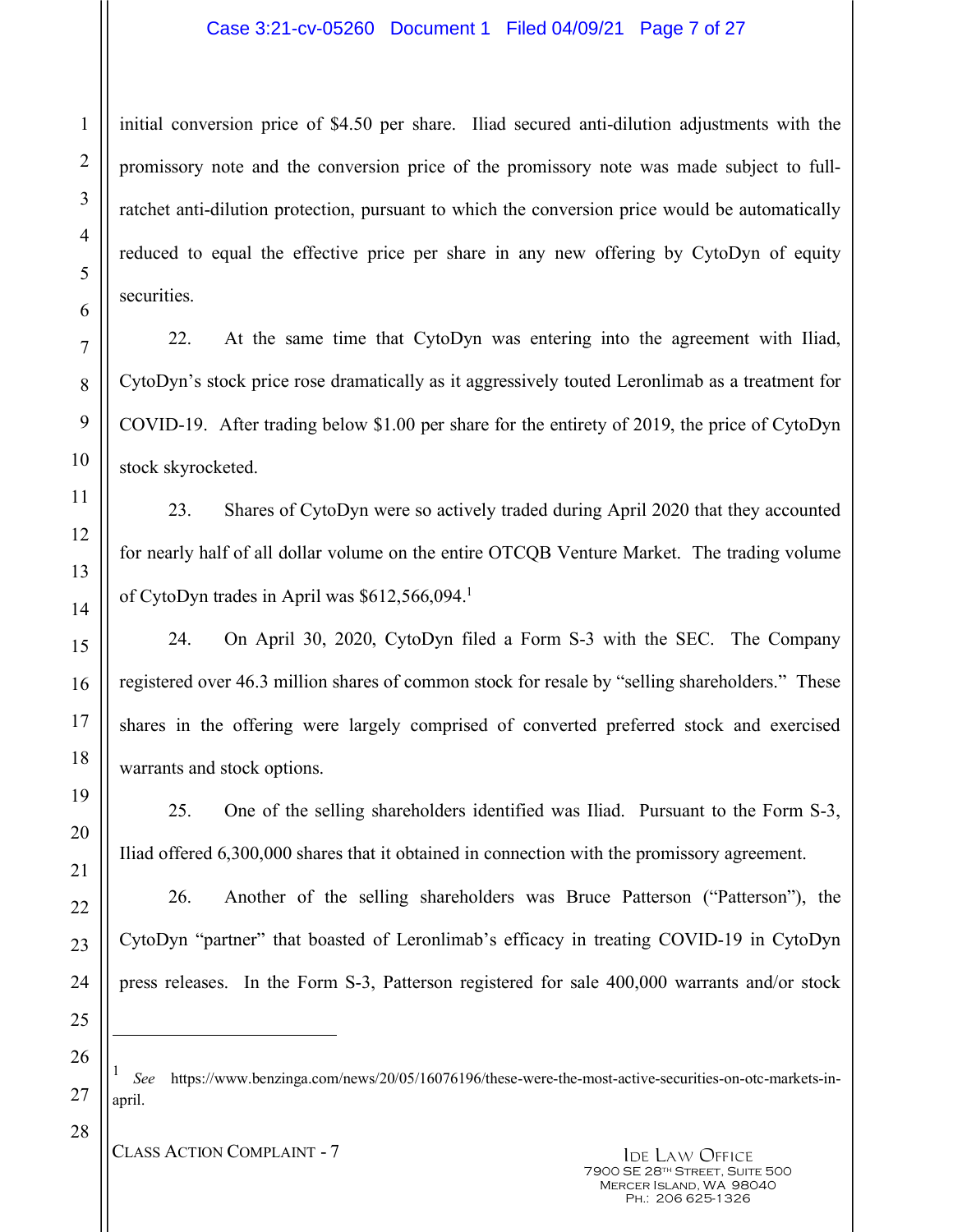initial conversion price of $4.50 per share. Iliad secured anti-dilution adjustments with the promissory note and the conversion price of the promissory note was made subject to full-ratchet anti-dilution protection, pursuant to which the conversion price would be automatically reduced to equal the effective price per share in any new offering by CytoDyn of equity securities.

22. At the same time that CytoDyn was entering into the agreement with Iliad, CytoDyn's stock price rose dramatically as it aggressively touted Leronlimab as a treatment for COVID-19. After trading below $1.00 per share for the entirety of 2019, the price of CytoDyn stock skyrocketed.

23. Shares of CytoDyn were so actively traded during April 2020 that they accounted for nearly half of all dollar volume on the entire OTCQB Venture Market. The trading volume of CytoDyn trades in April was $612,566,094.[1]

24. On April 30, 2020, CytoDyn filed a Form S-3 with the SEC. The Company registered over 46.3 million shares of common stock for resale by "selling shareholders." These shares in the offering were largely comprised of converted preferred stock and exercised warrants and stock options.

25. One of the selling shareholders identified was Iliad. Pursuant to the Form S-3, Iliad offered 6,300,000 shares that it obtained in connection with the promissory agreement.

26. Another of the selling shareholders was Bruce Patterson ("Patterson"), the CytoDyn "partner" that boasted of Leronlimab's efficacy in treating COVID-19 in CytoDyn press releases. In the Form S-3, Patterson registered for sale 400,000 warrants and/or stock

---

[1] *See* https://www.benzinga.com/news/20/05/16076196/these-were-the-most-active-securities-on-otc-markets-in-april.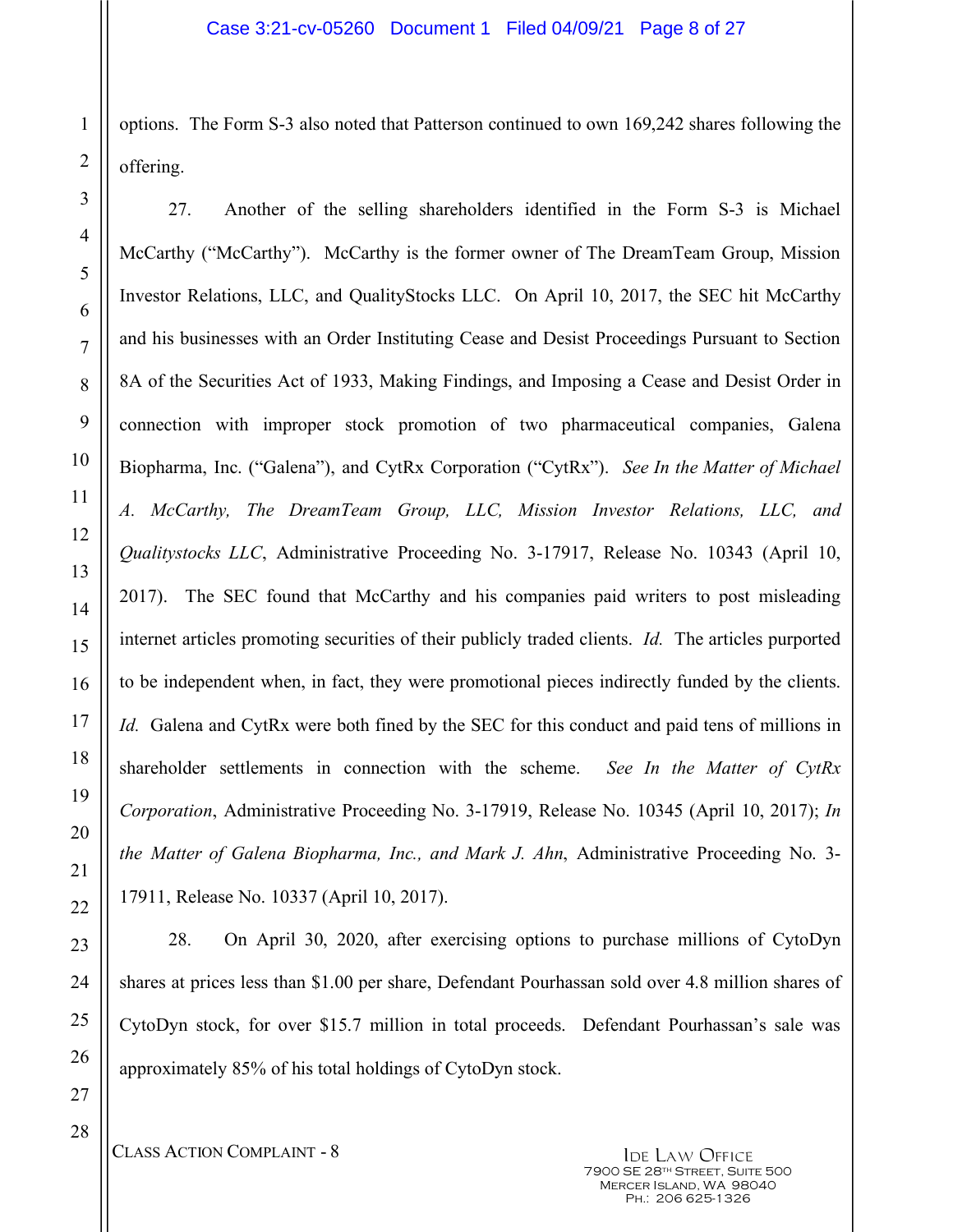options. The Form S-3 also noted that Patterson continued to own 169,242 shares following the offering.

27. Another of the selling shareholders identified in the Form S-3 is Michael McCarthy ("McCarthy"). McCarthy is the former owner of The DreamTeam Group, Mission Investor Relations, LLC, and QualityStocks LLC. On April 10, 2017, the SEC hit McCarthy and his businesses with an Order Instituting Cease and Desist Proceedings Pursuant to Section 8A of the Securities Act of 1933, Making Findings, and Imposing a Cease and Desist Order in connection with improper stock promotion of two pharmaceutical companies, Galena Biopharma, Inc. ("Galena"), and CytRx Corporation ("CytRx"). *See In the Matter of Michael A. McCarthy, The DreamTeam Group, LLC, Mission Investor Relations, LLC, and Qualitystocks LLC*, Administrative Proceeding No. 3-17917, Release No. 10343 (April 10, 2017). The SEC found that McCarthy and his companies paid writers to post misleading internet articles promoting securities of their publicly traded clients. *Id.* The articles purported to be independent when, in fact, they were promotional pieces indirectly funded by the clients. *Id.* Galena and CytRx were both fined by the SEC for this conduct and paid tens of millions in shareholder settlements in connection with the scheme. *See In the Matter of CytRx Corporation*, Administrative Proceeding No. 3-17919, Release No. 10345 (April 10, 2017); *In the Matter of Galena Biopharma, Inc., and Mark J. Ahn*, Administrative Proceeding No. 3-17911, Release No. 10337 (April 10, 2017).

28. On April 30, 2020, after exercising options to purchase millions of CytoDyn shares at prices less than $1.00 per share, Defendant Pourhassan sold over 4.8 million shares of CytoDyn stock, for over $15.7 million in total proceeds. Defendant Pourhassan's sale was approximately 85% of his total holdings of CytoDyn stock.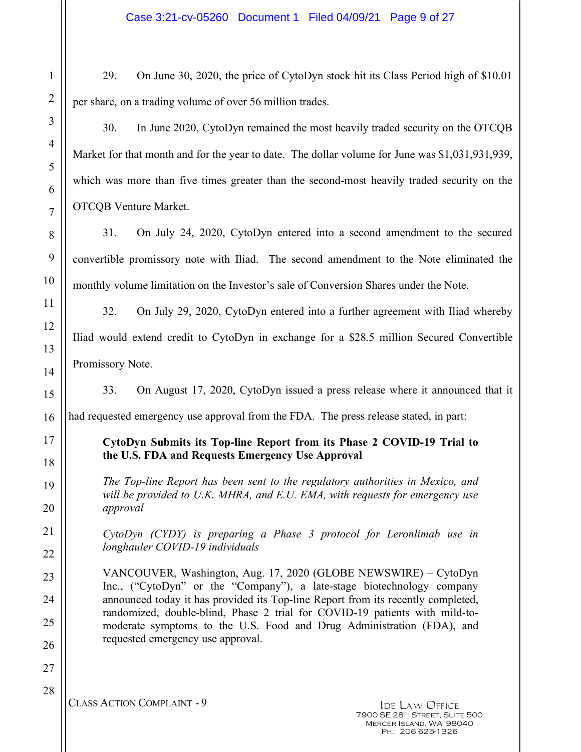29. On June 30, 2020, the price of CytoDyn stock hit its Class Period high of $10.01 per share, on a trading volume of over 56 million trades.

30. In June 2020, CytoDyn remained the most heavily traded security on the OTCQB Market for that month and for the year to date. The dollar volume for June was $1,031,931,939, which was more than five times greater than the second-most heavily traded security on the OTCQB Venture Market.

31. On July 24, 2020, CytoDyn entered into a second amendment to the secured convertible promissory note with Iliad. The second amendment to the Note eliminated the monthly volume limitation on the Investor's sale of Conversion Shares under the Note.

32. On July 29, 2020, CytoDyn entered into a further agreement with Iliad whereby Iliad would extend credit to CytoDyn in exchange for a $28.5 million Secured Convertible Promissory Note.

33. On August 17, 2020, CytoDyn issued a press release where it announced that it had requested emergency use approval from the FDA. The press release stated, in part:

> **CytoDyn Submits its Top-line Report from its Phase 2 COVID-19 Trial to the U.S. FDA and Requests Emergency Use Approval**
>
> *The Top-line Report has been sent to the regulatory authorities in Mexico, and will be provided to U.K. MHRA, and E.U. EMA, with requests for emergency use approval*
>
> *CytoDyn (CYDY) is preparing a Phase 3 protocol for Leronlimab use in longhauler COVID-19 individuals*
>
> VANCOUVER, Washington, Aug. 17, 2020 (GLOBE NEWSWIRE) – CytoDyn Inc., ("CytoDyn" or the "Company"), a late-stage biotechnology company announced today it has provided its Top-line Report from its recently completed, randomized, double-blind, Phase 2 trial for COVID-19 patients with mild-to-moderate symptoms to the U.S. Food and Drug Administration (FDA), and requested emergency use approval.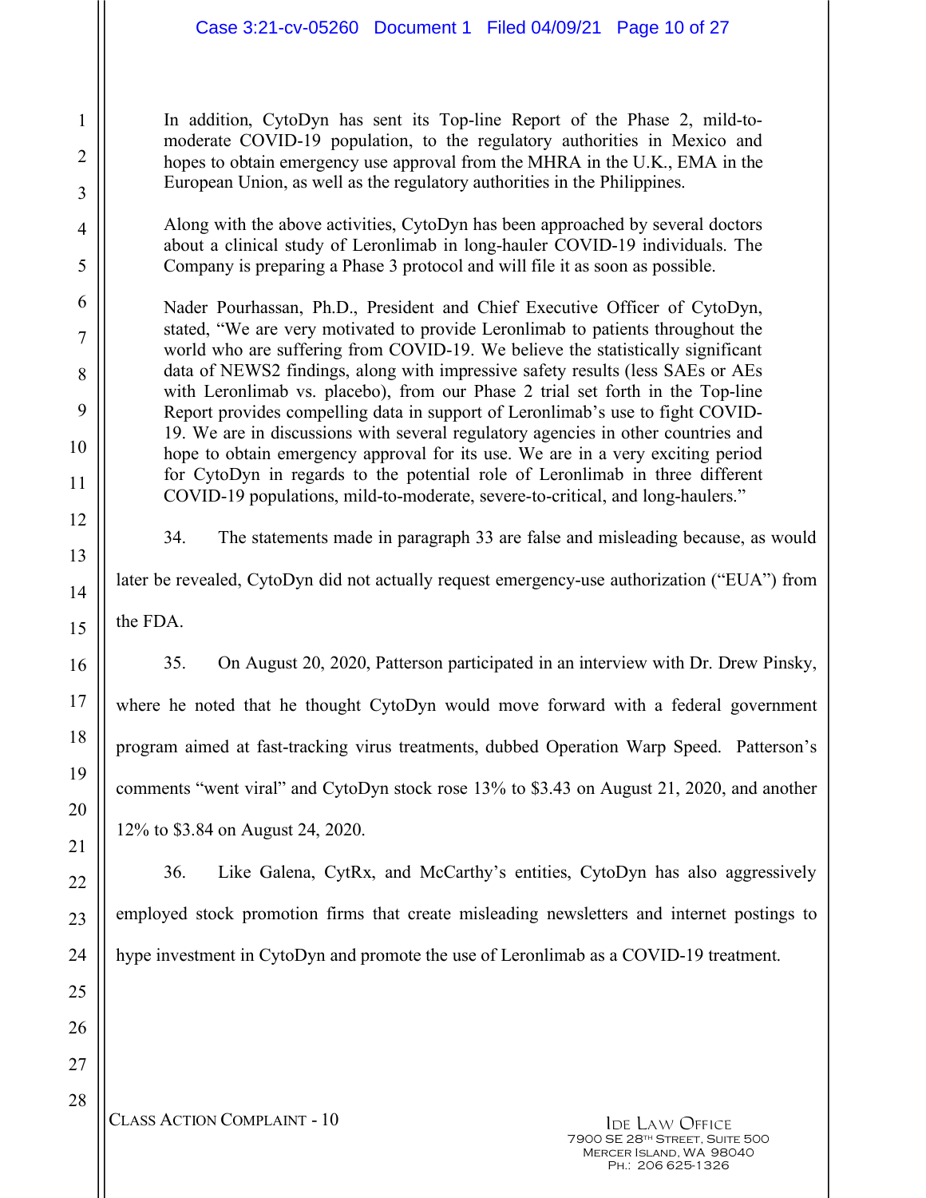> In addition, CytoDyn has sent its Top-line Report of the Phase 2, mild-to-moderate COVID-19 population, to the regulatory authorities in Mexico and hopes to obtain emergency use approval from the MHRA in the U.K., EMA in the European Union, as well as the regulatory authorities in the Philippines.
>
> Along with the above activities, CytoDyn has been approached by several doctors about a clinical study of Leronlimab in long-hauler COVID-19 individuals. The Company is preparing a Phase 3 protocol and will file it as soon as possible.
>
> Nader Pourhassan, Ph.D., President and Chief Executive Officer of CytoDyn, stated, "We are very motivated to provide Leronlimab to patients throughout the world who are suffering from COVID-19. We believe the statistically significant data of NEWS2 findings, along with impressive safety results (less SAEs or AEs with Leronlimab vs. placebo), from our Phase 2 trial set forth in the Top-line Report provides compelling data in support of Leronlimab's use to fight COVID-19. We are in discussions with several regulatory agencies in other countries and hope to obtain emergency approval for its use. We are in a very exciting period for CytoDyn in regards to the potential role of Leronlimab in three different COVID-19 populations, mild-to-moderate, severe-to-critical, and long-haulers."

34. The statements made in paragraph 33 are false and misleading because, as would later be revealed, CytoDyn did not actually request emergency-use authorization ("EUA") from the FDA.

35. On August 20, 2020, Patterson participated in an interview with Dr. Drew Pinsky, where he noted that he thought CytoDyn would move forward with a federal government program aimed at fast-tracking virus treatments, dubbed Operation Warp Speed. Patterson's comments "went viral" and CytoDyn stock rose 13% to $3.43 on August 21, 2020, and another 12% to $3.84 on August 24, 2020.

36. Like Galena, CytRx, and McCarthy's entities, CytoDyn has also aggressively employed stock promotion firms that create misleading newsletters and internet postings to hype investment in CytoDyn and promote the use of Leronlimab as a COVID-19 treatment.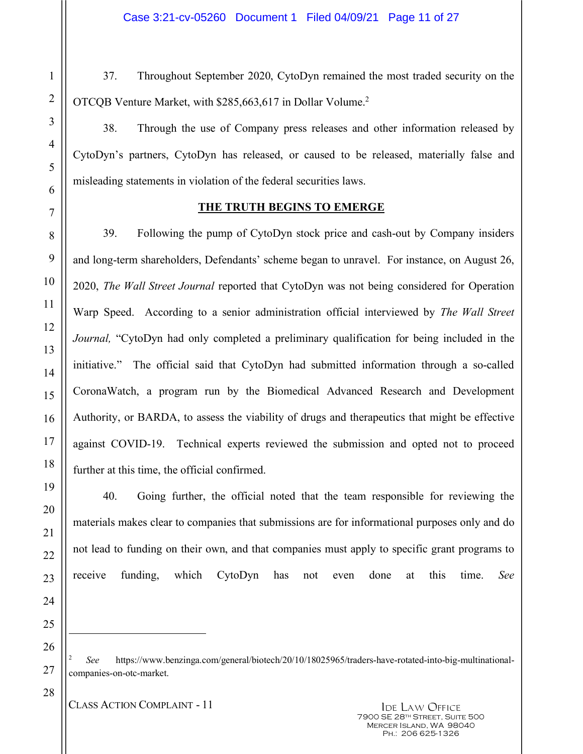37. Throughout September 2020, CytoDyn remained the most traded security on the OTCQB Venture Market, with $285,663,617 in Dollar Volume.[2]

38. Through the use of Company press releases and other information released by CytoDyn's partners, CytoDyn has released, or caused to be released, materially false and misleading statements in violation of the federal securities laws.

## THE TRUTH BEGINS TO EMERGE

39. Following the pump of CytoDyn stock price and cash-out by Company insiders and long-term shareholders, Defendants' scheme began to unravel. For instance, on August 26, 2020, *The Wall Street Journal* reported that CytoDyn was not being considered for Operation Warp Speed. According to a senior administration official interviewed by *The Wall Street Journal,* "CytoDyn had only completed a preliminary qualification for being included in the initiative." The official said that CytoDyn had submitted information through a so-called CoronaWatch, a program run by the Biomedical Advanced Research and Development Authority, or BARDA, to assess the viability of drugs and therapeutics that might be effective against COVID-19. Technical experts reviewed the submission and opted not to proceed further at this time, the official confirmed.

40. Going further, the official noted that the team responsible for reviewing the materials makes clear to companies that submissions are for informational purposes only and do not lead to funding on their own, and that companies must apply to specific grant programs to receive funding, which CytoDyn has not even done at this time. *See*

---

[2] *See* https://www.benzinga.com/general/biotech/20/10/18025965/traders-have-rotated-into-big-multinational-companies-on-otc-market.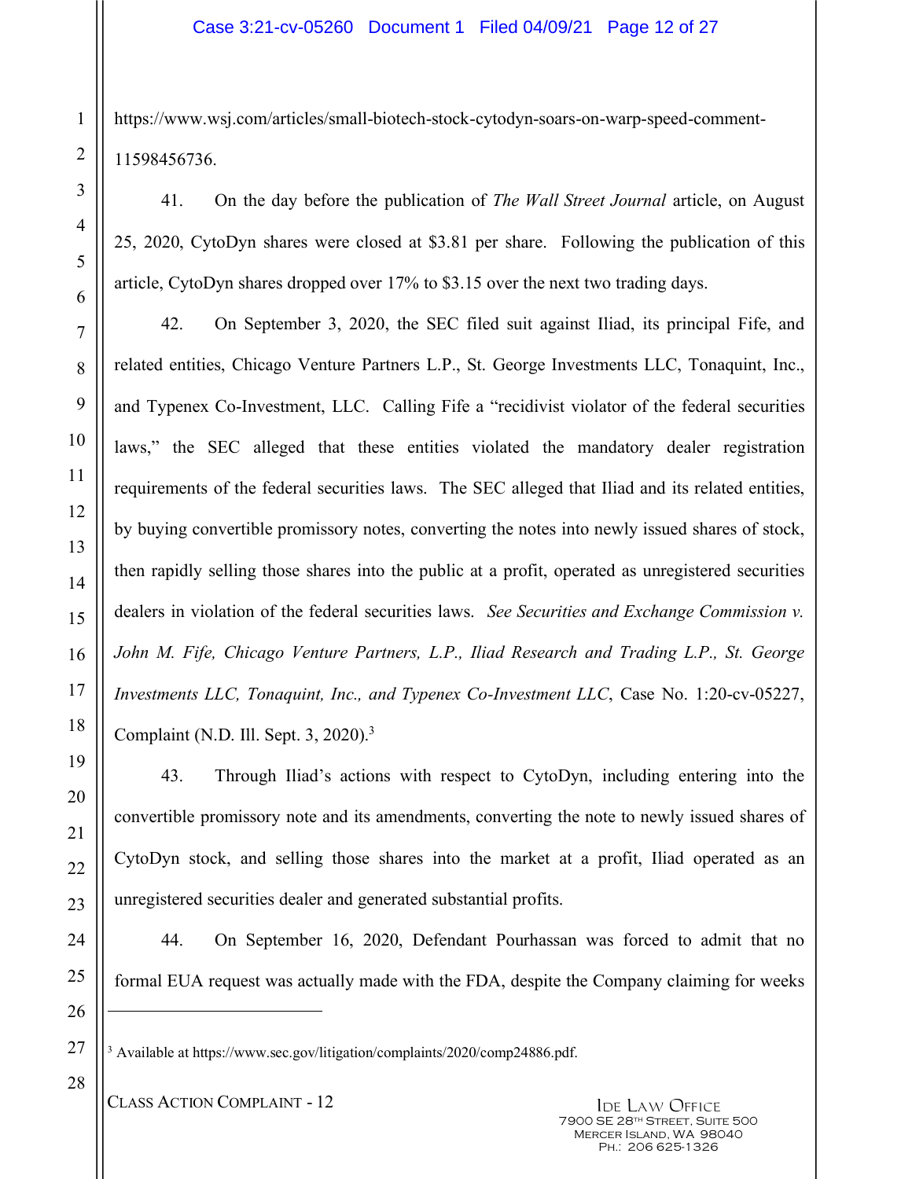https://www.wsj.com/articles/small-biotech-stock-cytodyn-soars-on-warp-speed-comment-11598456736.

41. On the day before the publication of *The Wall Street Journal* article, on August 25, 2020, CytoDyn shares were closed at $3.81 per share. Following the publication of this article, CytoDyn shares dropped over 17% to $3.15 over the next two trading days.

42. On September 3, 2020, the SEC filed suit against Iliad, its principal Fife, and related entities, Chicago Venture Partners L.P., St. George Investments LLC, Tonaquint, Inc., and Typenex Co-Investment, LLC. Calling Fife a "recidivist violator of the federal securities laws," the SEC alleged that these entities violated the mandatory dealer registration requirements of the federal securities laws. The SEC alleged that Iliad and its related entities, by buying convertible promissory notes, converting the notes into newly issued shares of stock, then rapidly selling those shares into the public at a profit, operated as unregistered securities dealers in violation of the federal securities laws. *See Securities and Exchange Commission v. John M. Fife, Chicago Venture Partners, L.P., Iliad Research and Trading L.P., St. George Investments LLC, Tonaquint, Inc., and Typenex Co-Investment LLC*, Case No. 1:20-cv-05227, Complaint (N.D. Ill. Sept. 3, 2020).[3]

43. Through Iliad's actions with respect to CytoDyn, including entering into the convertible promissory note and its amendments, converting the note to newly issued shares of CytoDyn stock, and selling those shares into the market at a profit, Iliad operated as an unregistered securities dealer and generated substantial profits.

44. On September 16, 2020, Defendant Pourhassan was forced to admit that no formal EUA request was actually made with the FDA, despite the Company claiming for weeks

[3] Available at https://www.sec.gov/litigation/complaints/2020/comp24886.pdf.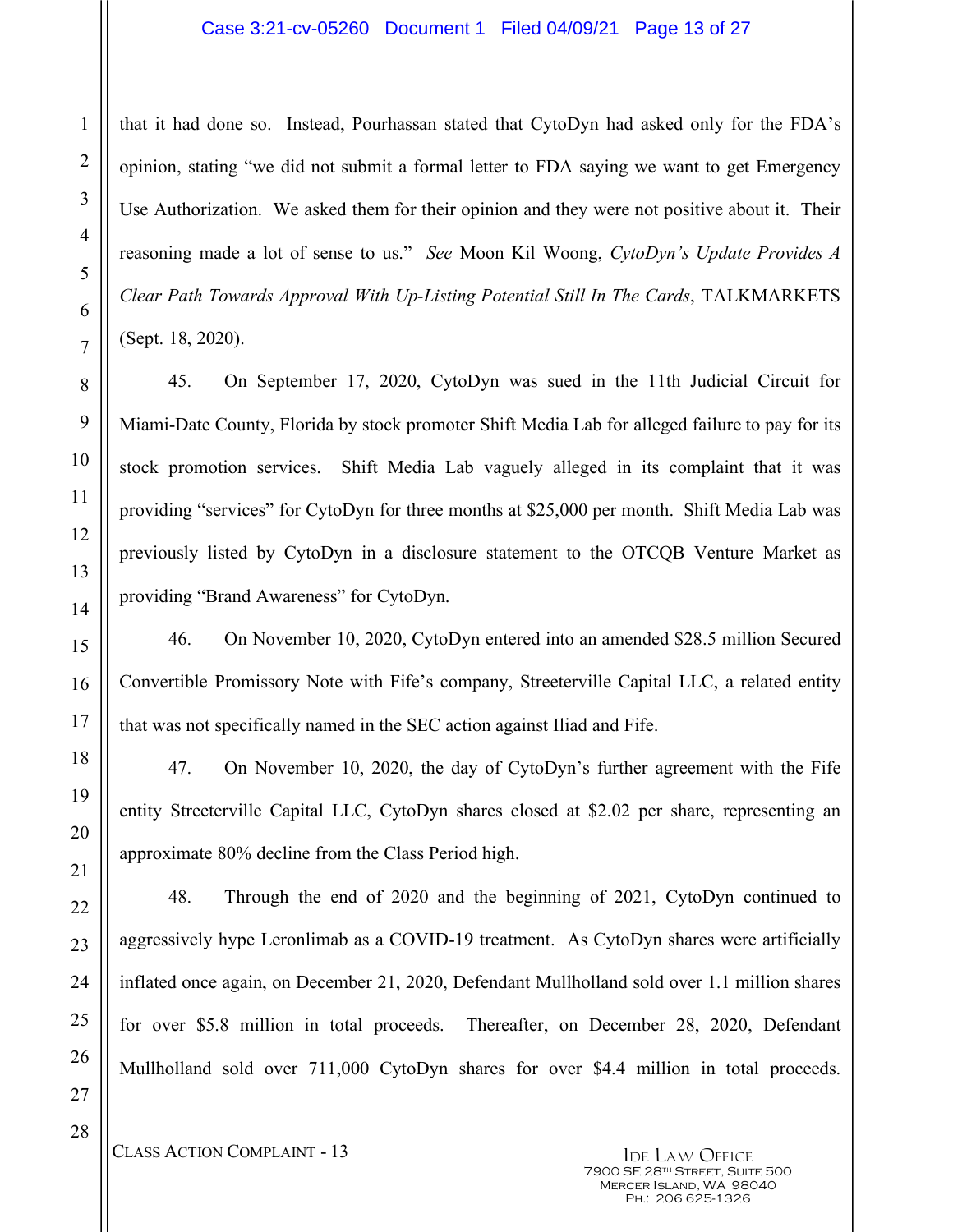that it had done so. Instead, Pourhassan stated that CytoDyn had asked only for the FDA's opinion, stating "we did not submit a formal letter to FDA saying we want to get Emergency Use Authorization. We asked them for their opinion and they were not positive about it. Their reasoning made a lot of sense to us." *See* Moon Kil Woong, *CytoDyn's Update Provides A Clear Path Towards Approval With Up-Listing Potential Still In The Cards*, TALKMARKETS (Sept. 18, 2020).

45. On September 17, 2020, CytoDyn was sued in the 11th Judicial Circuit for Miami-Date County, Florida by stock promoter Shift Media Lab for alleged failure to pay for its stock promotion services. Shift Media Lab vaguely alleged in its complaint that it was providing "services" for CytoDyn for three months at $25,000 per month. Shift Media Lab was previously listed by CytoDyn in a disclosure statement to the OTCQB Venture Market as providing "Brand Awareness" for CytoDyn.

46. On November 10, 2020, CytoDyn entered into an amended $28.5 million Secured Convertible Promissory Note with Fife's company, Streeterville Capital LLC, a related entity that was not specifically named in the SEC action against Iliad and Fife.

47. On November 10, 2020, the day of CytoDyn's further agreement with the Fife entity Streeterville Capital LLC, CytoDyn shares closed at $2.02 per share, representing an approximate 80% decline from the Class Period high.

48. Through the end of 2020 and the beginning of 2021, CytoDyn continued to aggressively hype Leronlimab as a COVID-19 treatment. As CytoDyn shares were artificially inflated once again, on December 21, 2020, Defendant Mullholland sold over 1.1 million shares for over $5.8 million in total proceeds. Thereafter, on December 28, 2020, Defendant Mullholland sold over 711,000 CytoDyn shares for over $4.4 million in total proceeds.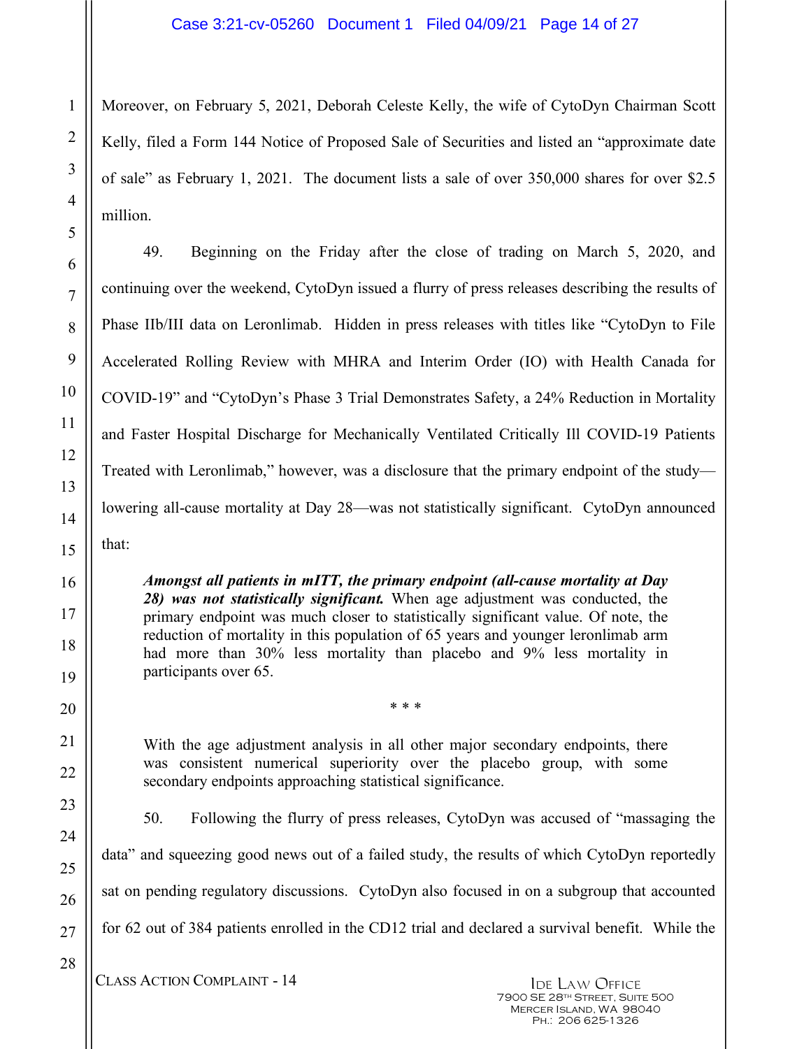Moreover, on February 5, 2021, Deborah Celeste Kelly, the wife of CytoDyn Chairman Scott Kelly, filed a Form 144 Notice of Proposed Sale of Securities and listed an "approximate date of sale" as February 1, 2021. The document lists a sale of over 350,000 shares for over $2.5 million.

49. Beginning on the Friday after the close of trading on March 5, 2020, and continuing over the weekend, CytoDyn issued a flurry of press releases describing the results of Phase IIb/III data on Leronlimab. Hidden in press releases with titles like "CytoDyn to File Accelerated Rolling Review with MHRA and Interim Order (IO) with Health Canada for COVID-19" and "CytoDyn's Phase 3 Trial Demonstrates Safety, a 24% Reduction in Mortality and Faster Hospital Discharge for Mechanically Ventilated Critically Ill COVID-19 Patients Treated with Leronlimab," however, was a disclosure that the primary endpoint of the study—lowering all-cause mortality at Day 28—was not statistically significant. CytoDyn announced that:

> ***Amongst all patients in mITT, the primary endpoint (all-cause mortality at Day 28) was not statistically significant.*** When age adjustment was conducted, the primary endpoint was much closer to statistically significant value. Of note, the reduction of mortality in this population of 65 years and younger leronlimab arm had more than 30% less mortality than placebo and 9% less mortality in participants over 65.
>
> \* \* \*
>
> With the age adjustment analysis in all other major secondary endpoints, there was consistent numerical superiority over the placebo group, with some secondary endpoints approaching statistical significance.

50. Following the flurry of press releases, CytoDyn was accused of "massaging the data" and squeezing good news out of a failed study, the results of which CytoDyn reportedly sat on pending regulatory discussions. CytoDyn also focused in on a subgroup that accounted for 62 out of 384 patients enrolled in the CD12 trial and declared a survival benefit. While the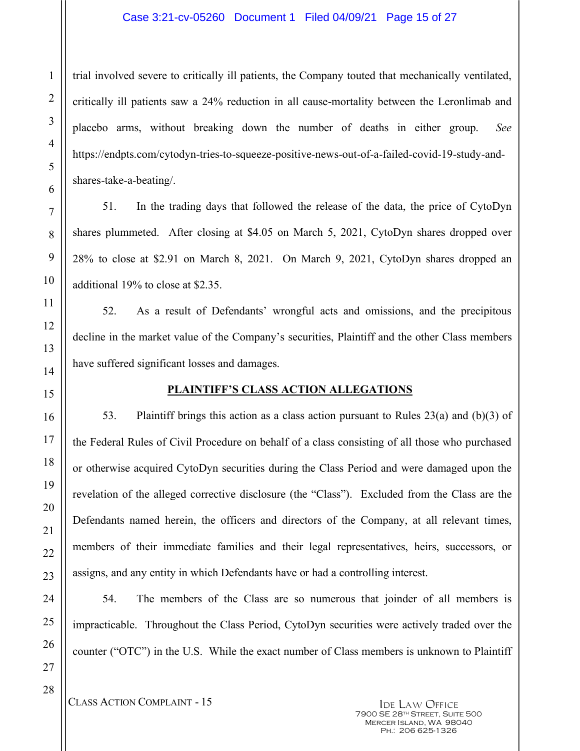trial involved severe to critically ill patients, the Company touted that mechanically ventilated, critically ill patients saw a 24% reduction in all cause-mortality between the Leronlimab and placebo arms, without breaking down the number of deaths in either group. *See* https://endpts.com/cytodyn-tries-to-squeeze-positive-news-out-of-a-failed-covid-19-study-and-shares-take-a-beating/.

51. In the trading days that followed the release of the data, the price of CytoDyn shares plummeted. After closing at $4.05 on March 5, 2021, CytoDyn shares dropped over 28% to close at $2.91 on March 8, 2021. On March 9, 2021, CytoDyn shares dropped an additional 19% to close at $2.35.

52. As a result of Defendants' wrongful acts and omissions, and the precipitous decline in the market value of the Company's securities, Plaintiff and the other Class members have suffered significant losses and damages.

## PLAINTIFF'S CLASS ACTION ALLEGATIONS

53. Plaintiff brings this action as a class action pursuant to Rules 23(a) and (b)(3) of the Federal Rules of Civil Procedure on behalf of a class consisting of all those who purchased or otherwise acquired CytoDyn securities during the Class Period and were damaged upon the revelation of the alleged corrective disclosure (the "Class"). Excluded from the Class are the Defendants named herein, the officers and directors of the Company, at all relevant times, members of their immediate families and their legal representatives, heirs, successors, or assigns, and any entity in which Defendants have or had a controlling interest.

54. The members of the Class are so numerous that joinder of all members is impracticable. Throughout the Class Period, CytoDyn securities were actively traded over the counter ("OTC") in the U.S. While the exact number of Class members is unknown to Plaintiff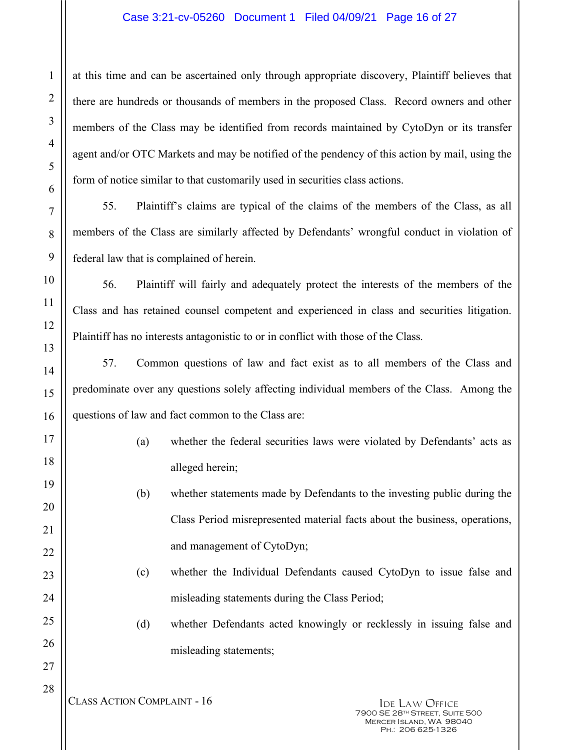at this time and can be ascertained only through appropriate discovery, Plaintiff believes that there are hundreds or thousands of members in the proposed Class. Record owners and other members of the Class may be identified from records maintained by CytoDyn or its transfer agent and/or OTC Markets and may be notified of the pendency of this action by mail, using the form of notice similar to that customarily used in securities class actions.

55. Plaintiff's claims are typical of the claims of the members of the Class, as all members of the Class are similarly affected by Defendants' wrongful conduct in violation of federal law that is complained of herein.

56. Plaintiff will fairly and adequately protect the interests of the members of the Class and has retained counsel competent and experienced in class and securities litigation. Plaintiff has no interests antagonistic to or in conflict with those of the Class.

57. Common questions of law and fact exist as to all members of the Class and predominate over any questions solely affecting individual members of the Class. Among the questions of law and fact common to the Class are:

(a) whether the federal securities laws were violated by Defendants' acts as alleged herein;

(b) whether statements made by Defendants to the investing public during the Class Period misrepresented material facts about the business, operations, and management of CytoDyn;

(c) whether the Individual Defendants caused CytoDyn to issue false and misleading statements during the Class Period;

(d) whether Defendants acted knowingly or recklessly in issuing false and misleading statements;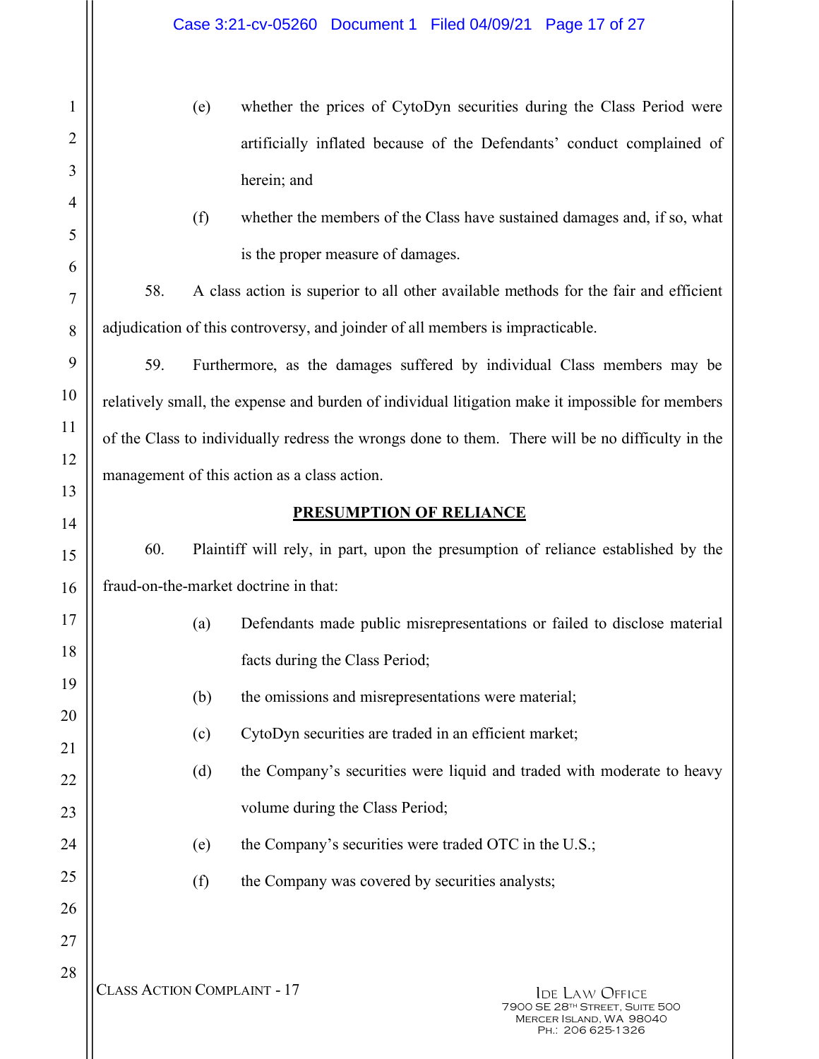(e) whether the prices of CytoDyn securities during the Class Period were artificially inflated because of the Defendants' conduct complained of herein; and

(f) whether the members of the Class have sustained damages and, if so, what is the proper measure of damages.

58. A class action is superior to all other available methods for the fair and efficient adjudication of this controversy, and joinder of all members is impracticable.

59. Furthermore, as the damages suffered by individual Class members may be relatively small, the expense and burden of individual litigation make it impossible for members of the Class to individually redress the wrongs done to them. There will be no difficulty in the management of this action as a class action.

## PRESUMPTION OF RELIANCE

60. Plaintiff will rely, in part, upon the presumption of reliance established by the fraud-on-the-market doctrine in that:

(a) Defendants made public misrepresentations or failed to disclose material facts during the Class Period;

(b) the omissions and misrepresentations were material;

(c) CytoDyn securities are traded in an efficient market;

(d) the Company's securities were liquid and traded with moderate to heavy volume during the Class Period;

(e) the Company's securities were traded OTC in the U.S.;

(f) the Company was covered by securities analysts;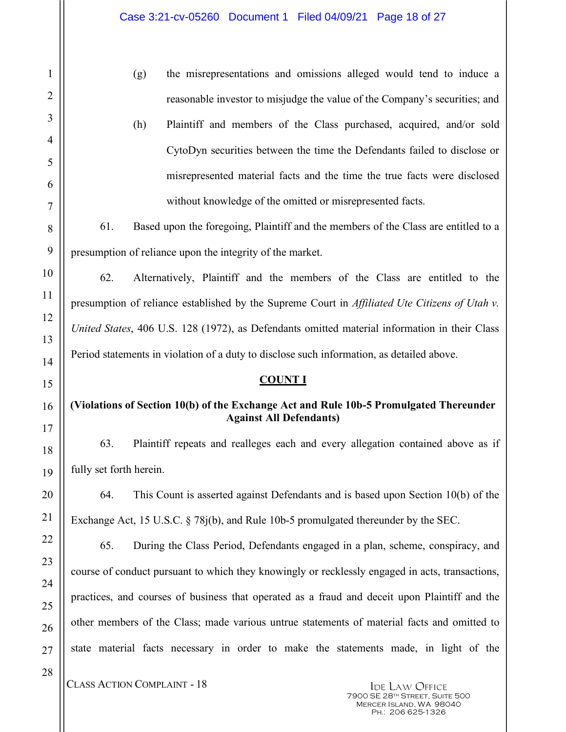(g) the misrepresentations and omissions alleged would tend to induce a reasonable investor to misjudge the value of the Company's securities; and

(h) Plaintiff and members of the Class purchased, acquired, and/or sold CytoDyn securities between the time the Defendants failed to disclose or misrepresented material facts and the time the true facts were disclosed without knowledge of the omitted or misrepresented facts.

61. Based upon the foregoing, Plaintiff and the members of the Class are entitled to a presumption of reliance upon the integrity of the market.

62. Alternatively, Plaintiff and the members of the Class are entitled to the presumption of reliance established by the Supreme Court in *Affiliated Ute Citizens of Utah v. United States*, 406 U.S. 128 (1972), as Defendants omitted material information in their Class Period statements in violation of a duty to disclose such information, as detailed above.

**COUNT I**

**(Violations of Section 10(b) of the Exchange Act and Rule 10b-5 Promulgated Thereunder Against All Defendants)**

63. Plaintiff repeats and realleges each and every allegation contained above as if fully set forth herein.

64. This Count is asserted against Defendants and is based upon Section 10(b) of the Exchange Act, 15 U.S.C. § 78j(b), and Rule 10b-5 promulgated thereunder by the SEC.

65. During the Class Period, Defendants engaged in a plan, scheme, conspiracy, and course of conduct pursuant to which they knowingly or recklessly engaged in acts, transactions, practices, and courses of business that operated as a fraud and deceit upon Plaintiff and the other members of the Class; made various untrue statements of material facts and omitted to state material facts necessary in order to make the statements made, in light of the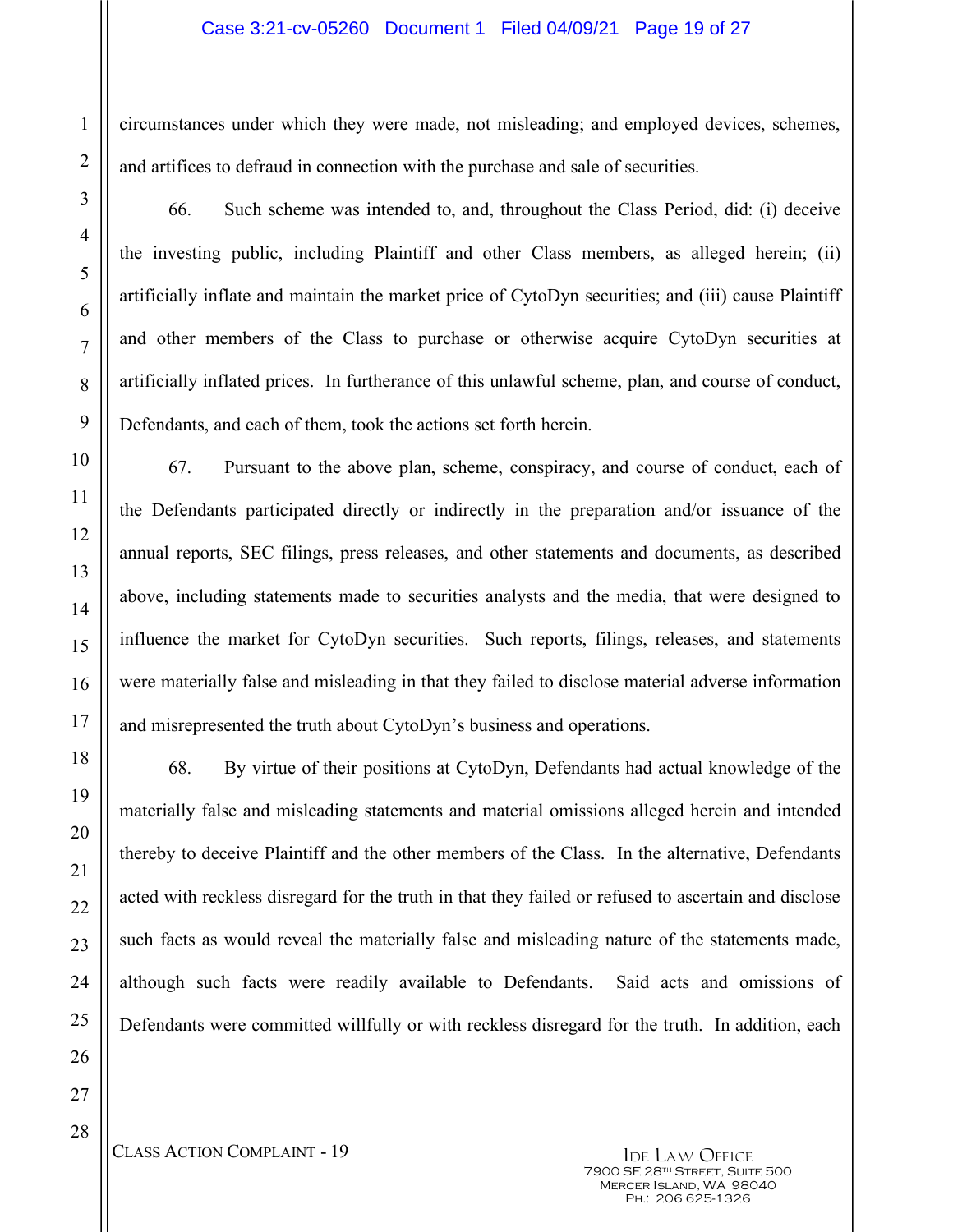circumstances under which they were made, not misleading; and employed devices, schemes, and artifices to defraud in connection with the purchase and sale of securities.

66. Such scheme was intended to, and, throughout the Class Period, did: (i) deceive the investing public, including Plaintiff and other Class members, as alleged herein; (ii) artificially inflate and maintain the market price of CytoDyn securities; and (iii) cause Plaintiff and other members of the Class to purchase or otherwise acquire CytoDyn securities at artificially inflated prices. In furtherance of this unlawful scheme, plan, and course of conduct, Defendants, and each of them, took the actions set forth herein.

67. Pursuant to the above plan, scheme, conspiracy, and course of conduct, each of the Defendants participated directly or indirectly in the preparation and/or issuance of the annual reports, SEC filings, press releases, and other statements and documents, as described above, including statements made to securities analysts and the media, that were designed to influence the market for CytoDyn securities. Such reports, filings, releases, and statements were materially false and misleading in that they failed to disclose material adverse information and misrepresented the truth about CytoDyn's business and operations.

68. By virtue of their positions at CytoDyn, Defendants had actual knowledge of the materially false and misleading statements and material omissions alleged herein and intended thereby to deceive Plaintiff and the other members of the Class. In the alternative, Defendants acted with reckless disregard for the truth in that they failed or refused to ascertain and disclose such facts as would reveal the materially false and misleading nature of the statements made, although such facts were readily available to Defendants. Said acts and omissions of Defendants were committed willfully or with reckless disregard for the truth. In addition, each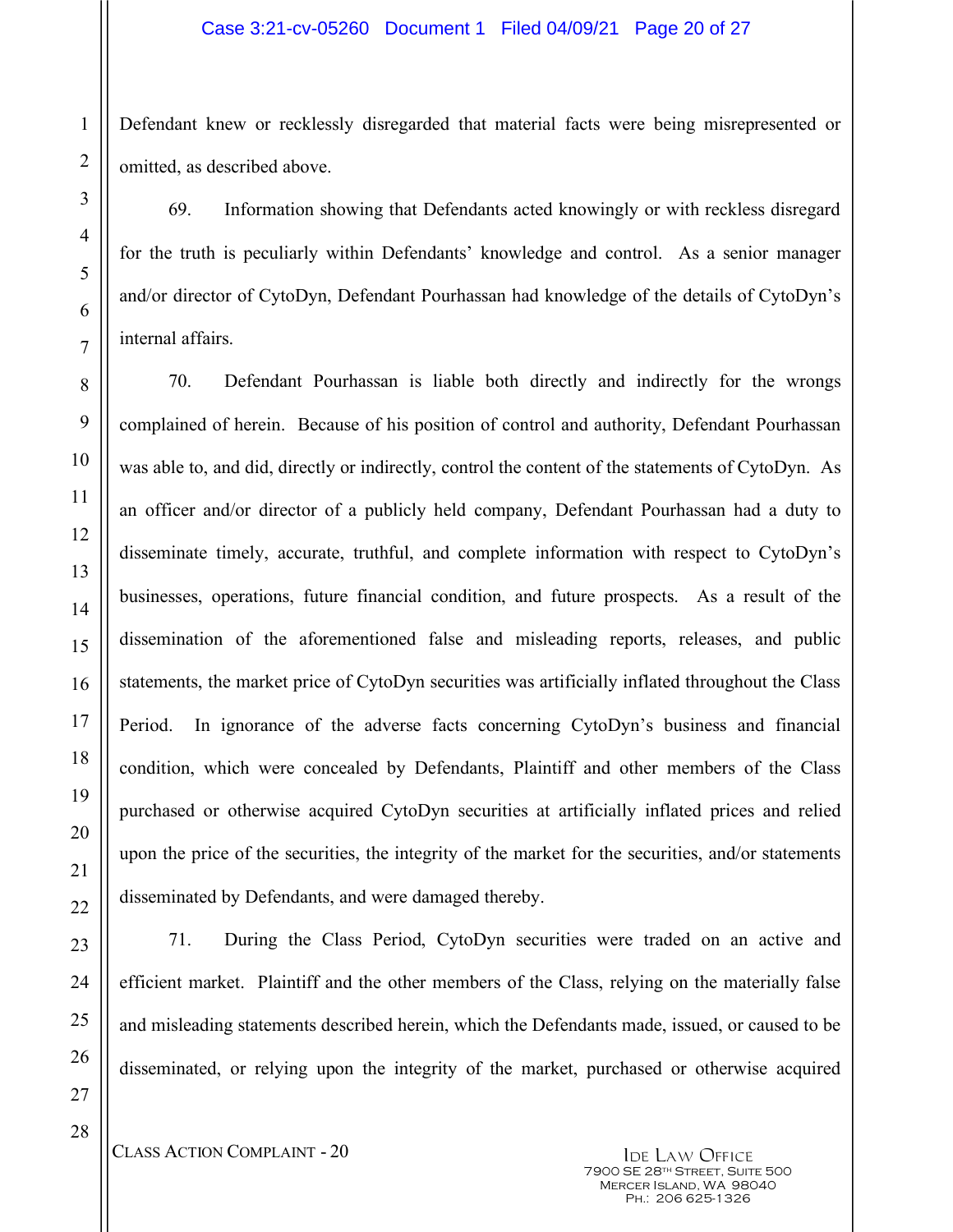Defendant knew or recklessly disregarded that material facts were being misrepresented or omitted, as described above.

69. Information showing that Defendants acted knowingly or with reckless disregard for the truth is peculiarly within Defendants' knowledge and control. As a senior manager and/or director of CytoDyn, Defendant Pourhassan had knowledge of the details of CytoDyn's internal affairs.

70. Defendant Pourhassan is liable both directly and indirectly for the wrongs complained of herein. Because of his position of control and authority, Defendant Pourhassan was able to, and did, directly or indirectly, control the content of the statements of CytoDyn. As an officer and/or director of a publicly held company, Defendant Pourhassan had a duty to disseminate timely, accurate, truthful, and complete information with respect to CytoDyn's businesses, operations, future financial condition, and future prospects. As a result of the dissemination of the aforementioned false and misleading reports, releases, and public statements, the market price of CytoDyn securities was artificially inflated throughout the Class Period. In ignorance of the adverse facts concerning CytoDyn's business and financial condition, which were concealed by Defendants, Plaintiff and other members of the Class purchased or otherwise acquired CytoDyn securities at artificially inflated prices and relied upon the price of the securities, the integrity of the market for the securities, and/or statements disseminated by Defendants, and were damaged thereby.

71. During the Class Period, CytoDyn securities were traded on an active and efficient market. Plaintiff and the other members of the Class, relying on the materially false and misleading statements described herein, which the Defendants made, issued, or caused to be disseminated, or relying upon the integrity of the market, purchased or otherwise acquired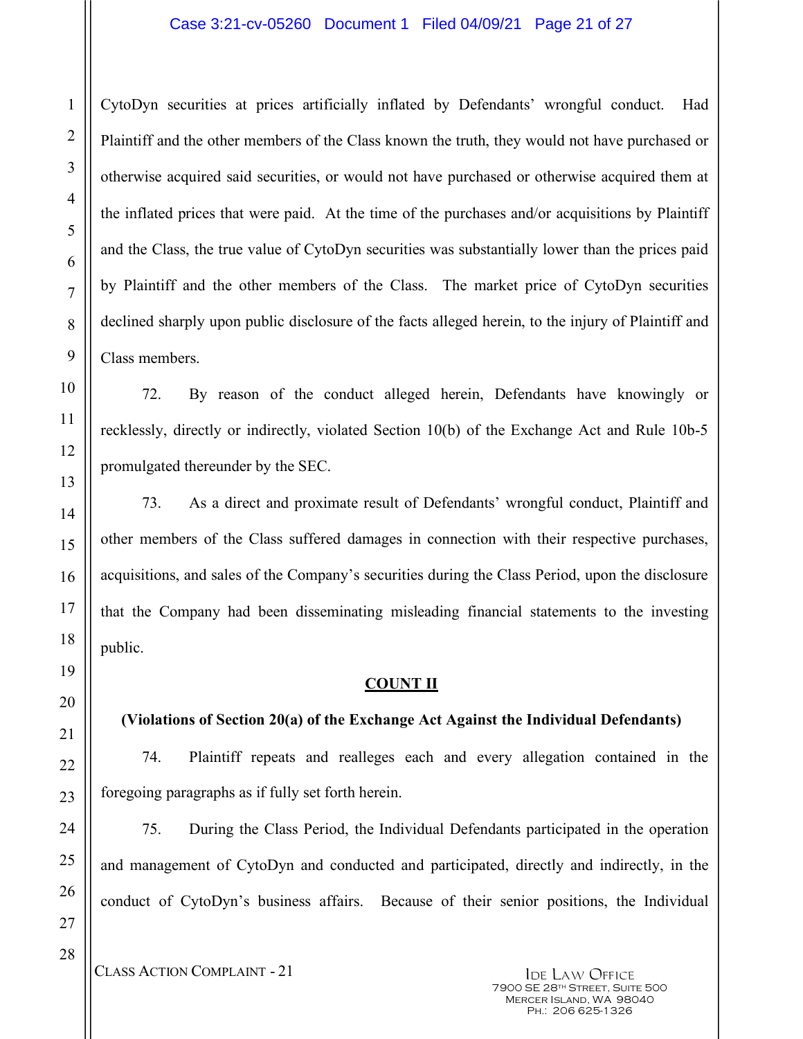CytoDyn securities at prices artificially inflated by Defendants' wrongful conduct. Had Plaintiff and the other members of the Class known the truth, they would not have purchased or otherwise acquired said securities, or would not have purchased or otherwise acquired them at the inflated prices that were paid. At the time of the purchases and/or acquisitions by Plaintiff and the Class, the true value of CytoDyn securities was substantially lower than the prices paid by Plaintiff and the other members of the Class. The market price of CytoDyn securities declined sharply upon public disclosure of the facts alleged herein, to the injury of Plaintiff and Class members.

72. By reason of the conduct alleged herein, Defendants have knowingly or recklessly, directly or indirectly, violated Section 10(b) of the Exchange Act and Rule 10b-5 promulgated thereunder by the SEC.

73. As a direct and proximate result of Defendants' wrongful conduct, Plaintiff and other members of the Class suffered damages in connection with their respective purchases, acquisitions, and sales of the Company's securities during the Class Period, upon the disclosure that the Company had been disseminating misleading financial statements to the investing public.

**COUNT II**

**(Violations of Section 20(a) of the Exchange Act Against the Individual Defendants)**

74. Plaintiff repeats and realleges each and every allegation contained in the foregoing paragraphs as if fully set forth herein.

75. During the Class Period, the Individual Defendants participated in the operation and management of CytoDyn and conducted and participated, directly and indirectly, in the conduct of CytoDyn's business affairs. Because of their senior positions, the Individual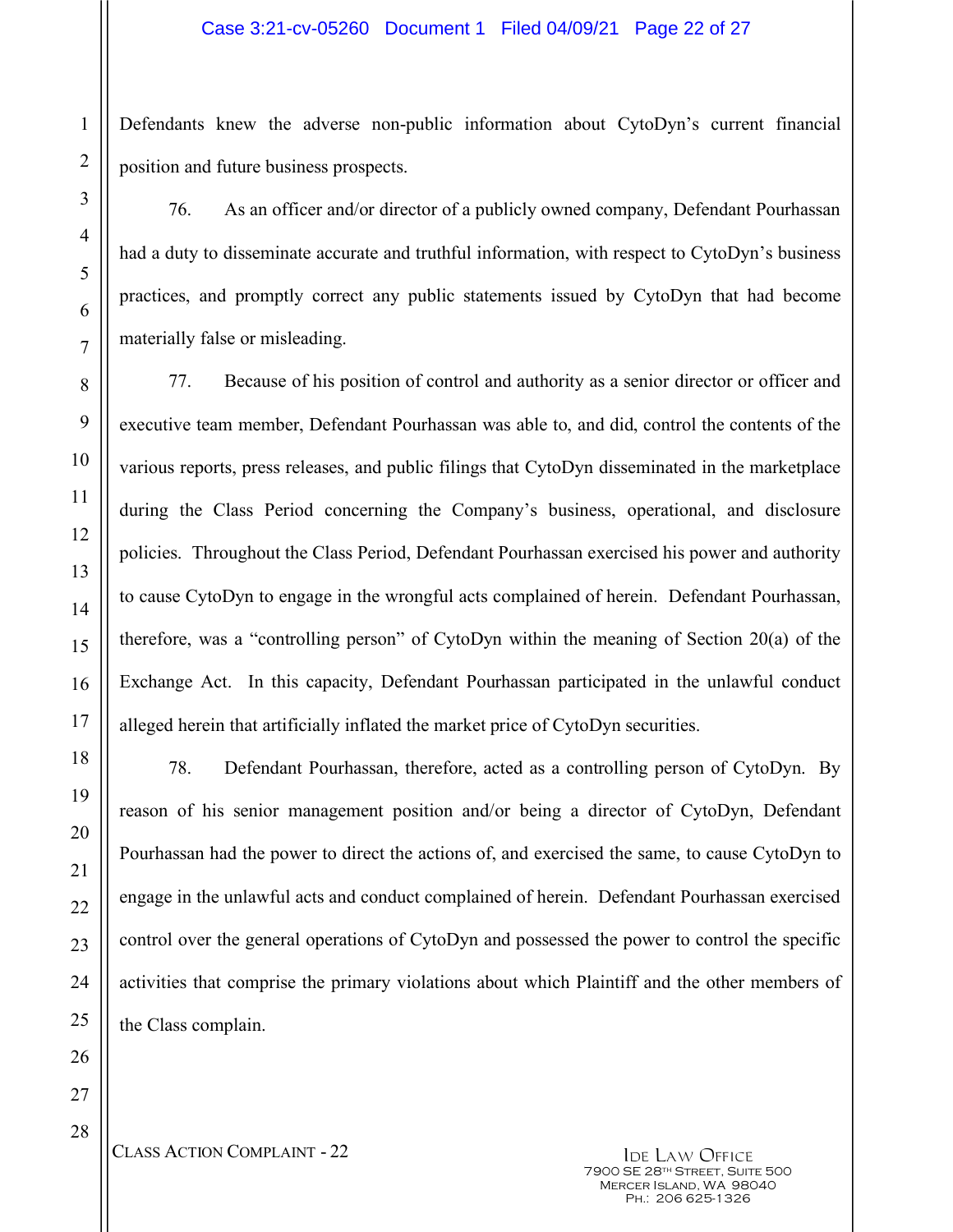Defendants knew the adverse non-public information about CytoDyn's current financial position and future business prospects.

76. As an officer and/or director of a publicly owned company, Defendant Pourhassan had a duty to disseminate accurate and truthful information, with respect to CytoDyn's business practices, and promptly correct any public statements issued by CytoDyn that had become materially false or misleading.

77. Because of his position of control and authority as a senior director or officer and executive team member, Defendant Pourhassan was able to, and did, control the contents of the various reports, press releases, and public filings that CytoDyn disseminated in the marketplace during the Class Period concerning the Company's business, operational, and disclosure policies. Throughout the Class Period, Defendant Pourhassan exercised his power and authority to cause CytoDyn to engage in the wrongful acts complained of herein. Defendant Pourhassan, therefore, was a "controlling person" of CytoDyn within the meaning of Section 20(a) of the Exchange Act. In this capacity, Defendant Pourhassan participated in the unlawful conduct alleged herein that artificially inflated the market price of CytoDyn securities.

78. Defendant Pourhassan, therefore, acted as a controlling person of CytoDyn. By reason of his senior management position and/or being a director of CytoDyn, Defendant Pourhassan had the power to direct the actions of, and exercised the same, to cause CytoDyn to engage in the unlawful acts and conduct complained of herein. Defendant Pourhassan exercised control over the general operations of CytoDyn and possessed the power to control the specific activities that comprise the primary violations about which Plaintiff and the other members of the Class complain.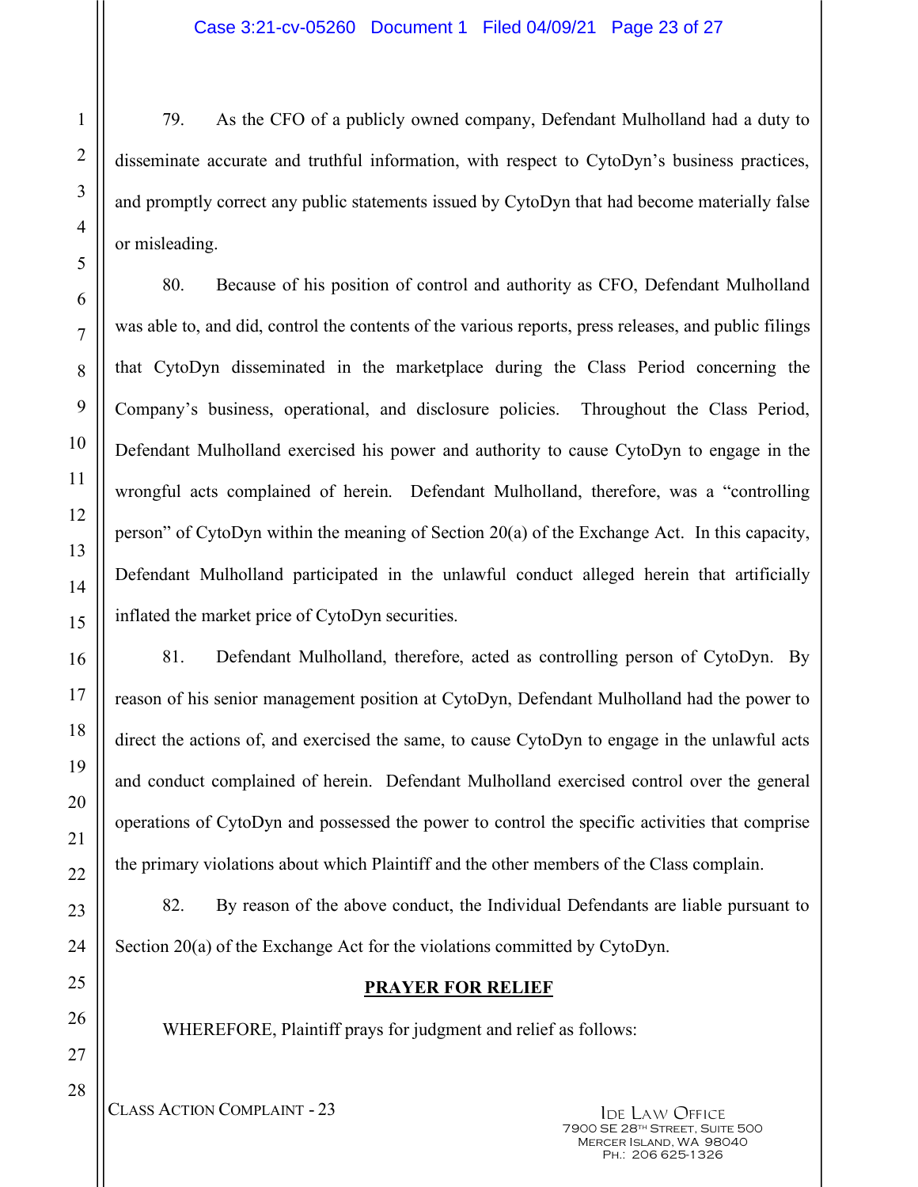79. As the CFO of a publicly owned company, Defendant Mulholland had a duty to disseminate accurate and truthful information, with respect to CytoDyn's business practices, and promptly correct any public statements issued by CytoDyn that had become materially false or misleading.

80. Because of his position of control and authority as CFO, Defendant Mulholland was able to, and did, control the contents of the various reports, press releases, and public filings that CytoDyn disseminated in the marketplace during the Class Period concerning the Company's business, operational, and disclosure policies. Throughout the Class Period, Defendant Mulholland exercised his power and authority to cause CytoDyn to engage in the wrongful acts complained of herein. Defendant Mulholland, therefore, was a "controlling person" of CytoDyn within the meaning of Section 20(a) of the Exchange Act. In this capacity, Defendant Mulholland participated in the unlawful conduct alleged herein that artificially inflated the market price of CytoDyn securities.

81. Defendant Mulholland, therefore, acted as controlling person of CytoDyn. By reason of his senior management position at CytoDyn, Defendant Mulholland had the power to direct the actions of, and exercised the same, to cause CytoDyn to engage in the unlawful acts and conduct complained of herein. Defendant Mulholland exercised control over the general operations of CytoDyn and possessed the power to control the specific activities that comprise the primary violations about which Plaintiff and the other members of the Class complain.

82. By reason of the above conduct, the Individual Defendants are liable pursuant to Section 20(a) of the Exchange Act for the violations committed by CytoDyn.

## PRAYER FOR RELIEF

WHEREFORE, Plaintiff prays for judgment and relief as follows: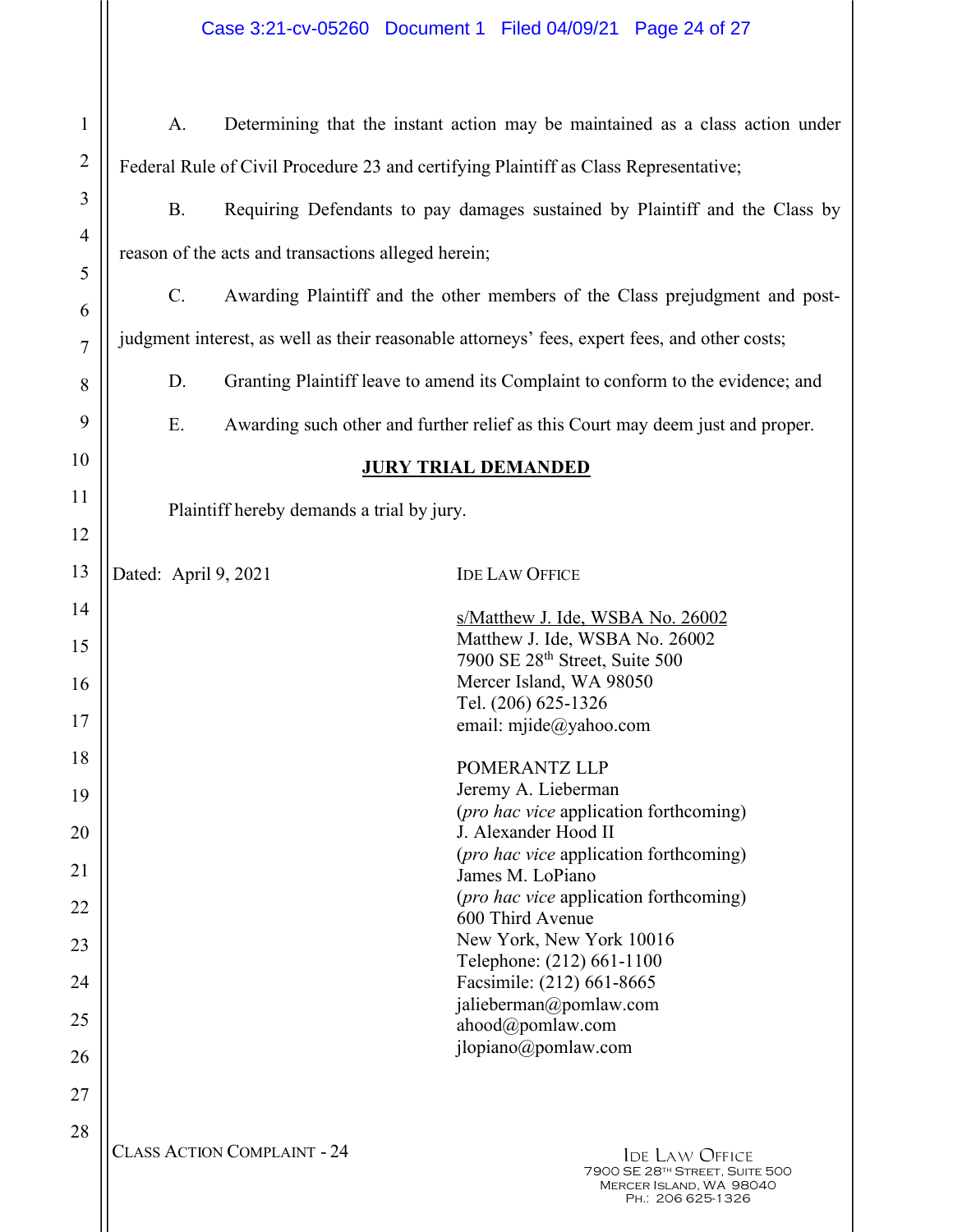A. Determining that the instant action may be maintained as a class action under Federal Rule of Civil Procedure 23 and certifying Plaintiff as Class Representative;

B. Requiring Defendants to pay damages sustained by Plaintiff and the Class by reason of the acts and transactions alleged herein;

C. Awarding Plaintiff and the other members of the Class prejudgment and post-judgment interest, as well as their reasonable attorneys' fees, expert fees, and other costs;

D. Granting Plaintiff leave to amend its Complaint to conform to the evidence; and

E. Awarding such other and further relief as this Court may deem just and proper.

## JURY TRIAL DEMANDED

Plaintiff hereby demands a trial by jury.

Dated: April 9, 2021

IDE LAW OFFICE

s/Matthew J. Ide, WSBA No. 26002
Matthew J. Ide, WSBA No. 26002
7900 SE 28th Street, Suite 500
Mercer Island, WA 98050
Tel. (206) 625-1326
email: mjide@yahoo.com

POMERANTZ LLP
Jeremy A. Lieberman
(*pro hac vice* application forthcoming)
J. Alexander Hood II
(*pro hac vice* application forthcoming)
James M. LoPiano
(*pro hac vice* application forthcoming)
600 Third Avenue
New York, New York 10016
Telephone: (212) 661-1100
Facsimile: (212) 661-8665
jalieberman@pomlaw.com
ahood@pomlaw.com
jlopiano@pomlaw.com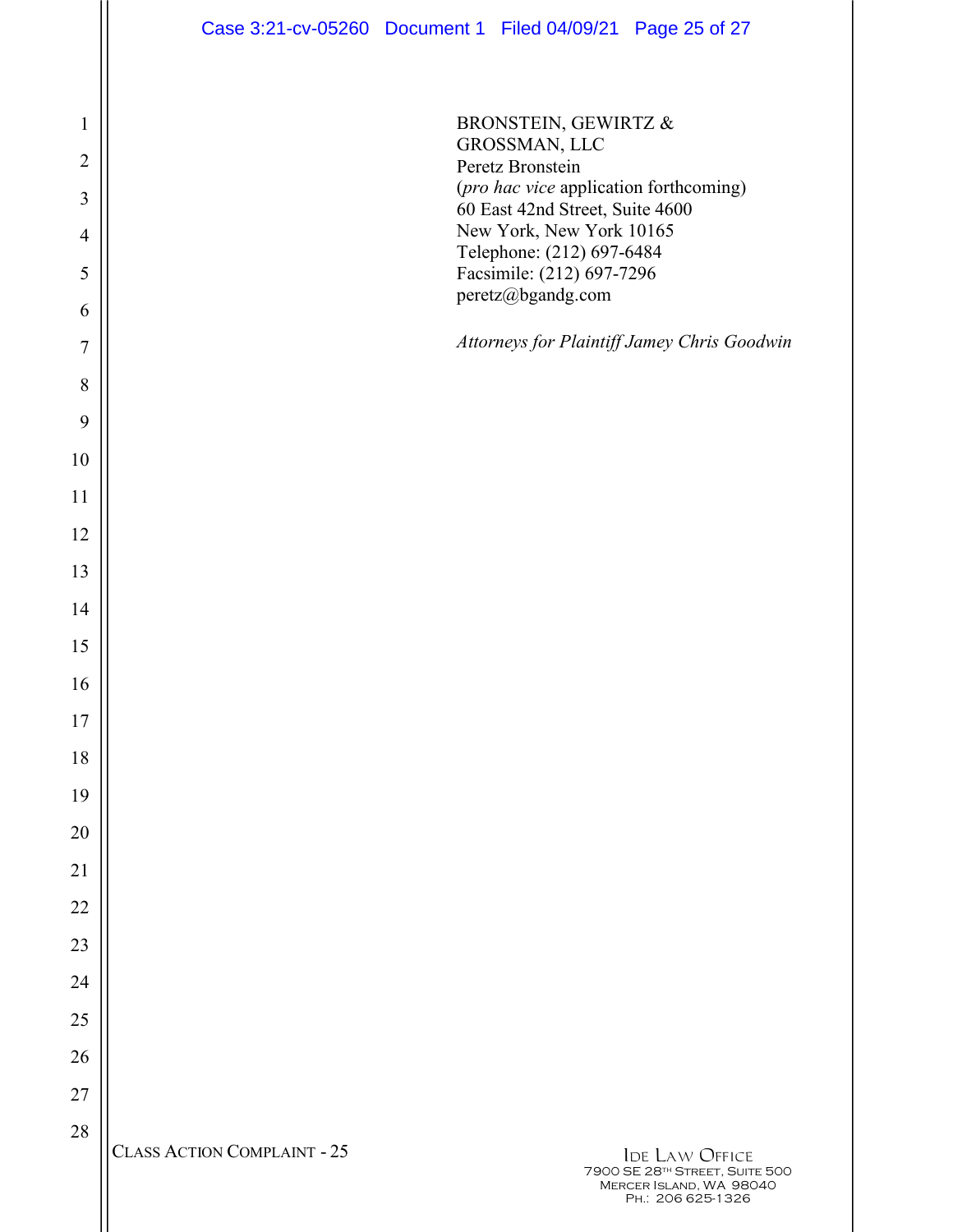BRONSTEIN, GEWIRTZ & GROSSMAN, LLC
Peretz Bronstein
(*pro hac vice* application forthcoming)
60 East 42nd Street, Suite 4600
New York, New York 10165
Telephone: (212) 697-6484
Facsimile: (212) 697-7296
peretz@bgandg.com

*Attorneys for Plaintiff Jamey Chris Goodwin*